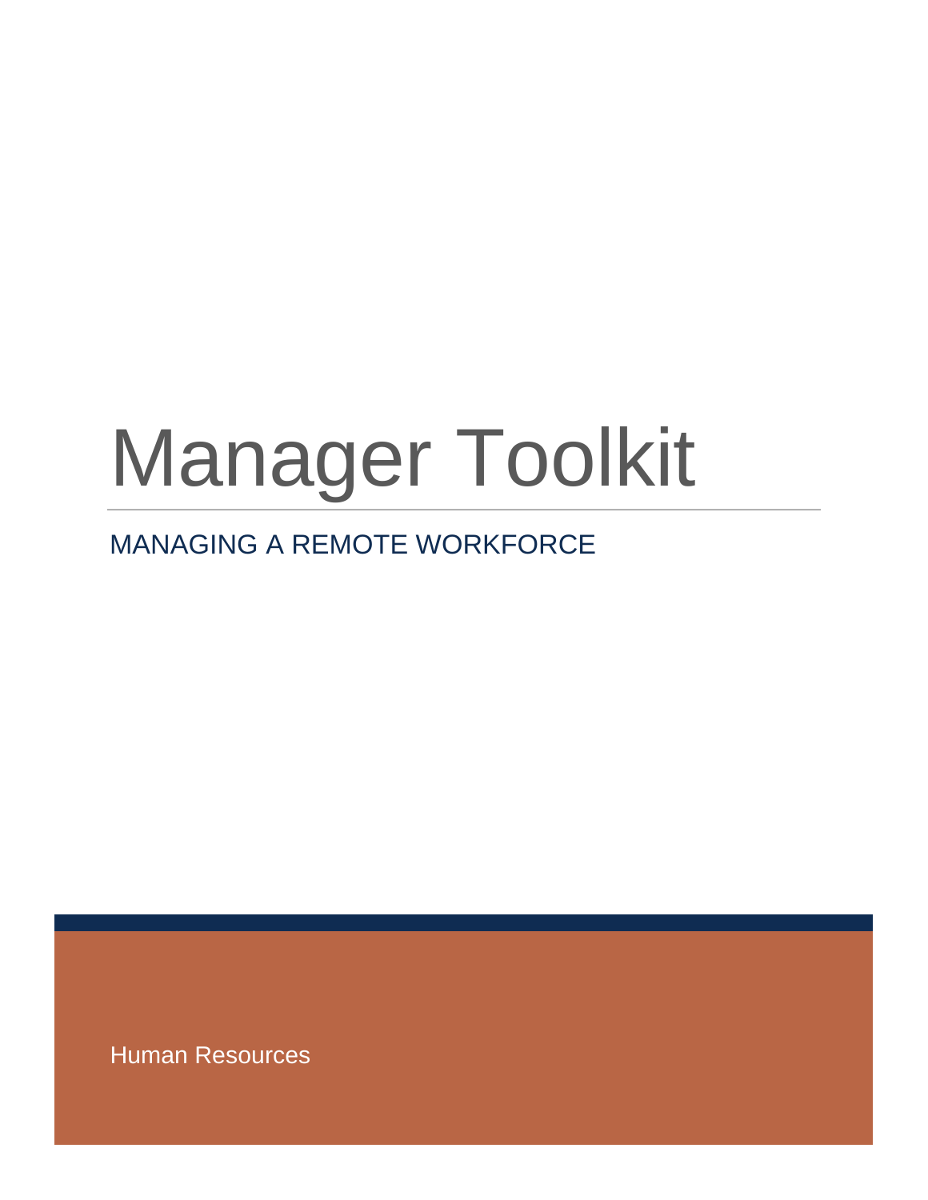# Manager Toolkit

## MANAGING A REMOTE WORKFORCE

Human Resources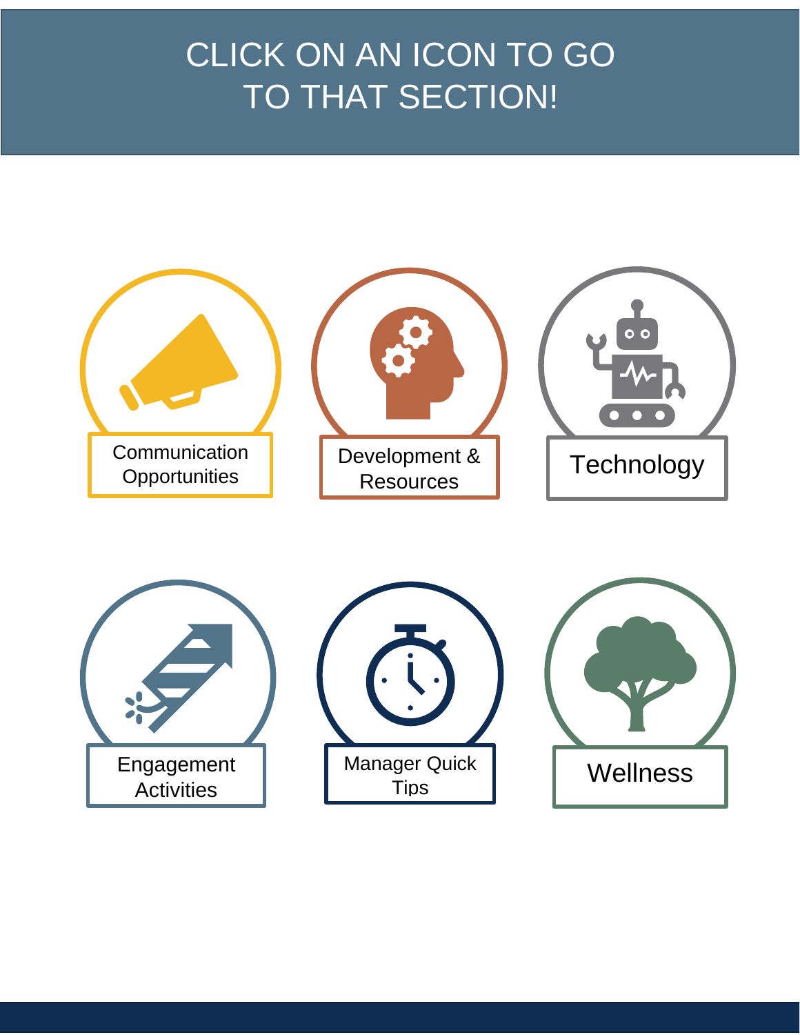# CLICK ON AN ICON TO GO TO THAT SECTION!

- Communication Opportunities
- Development & Resources
- Technology
- Engagement Activities
- Manager Quick Tips
- Wellness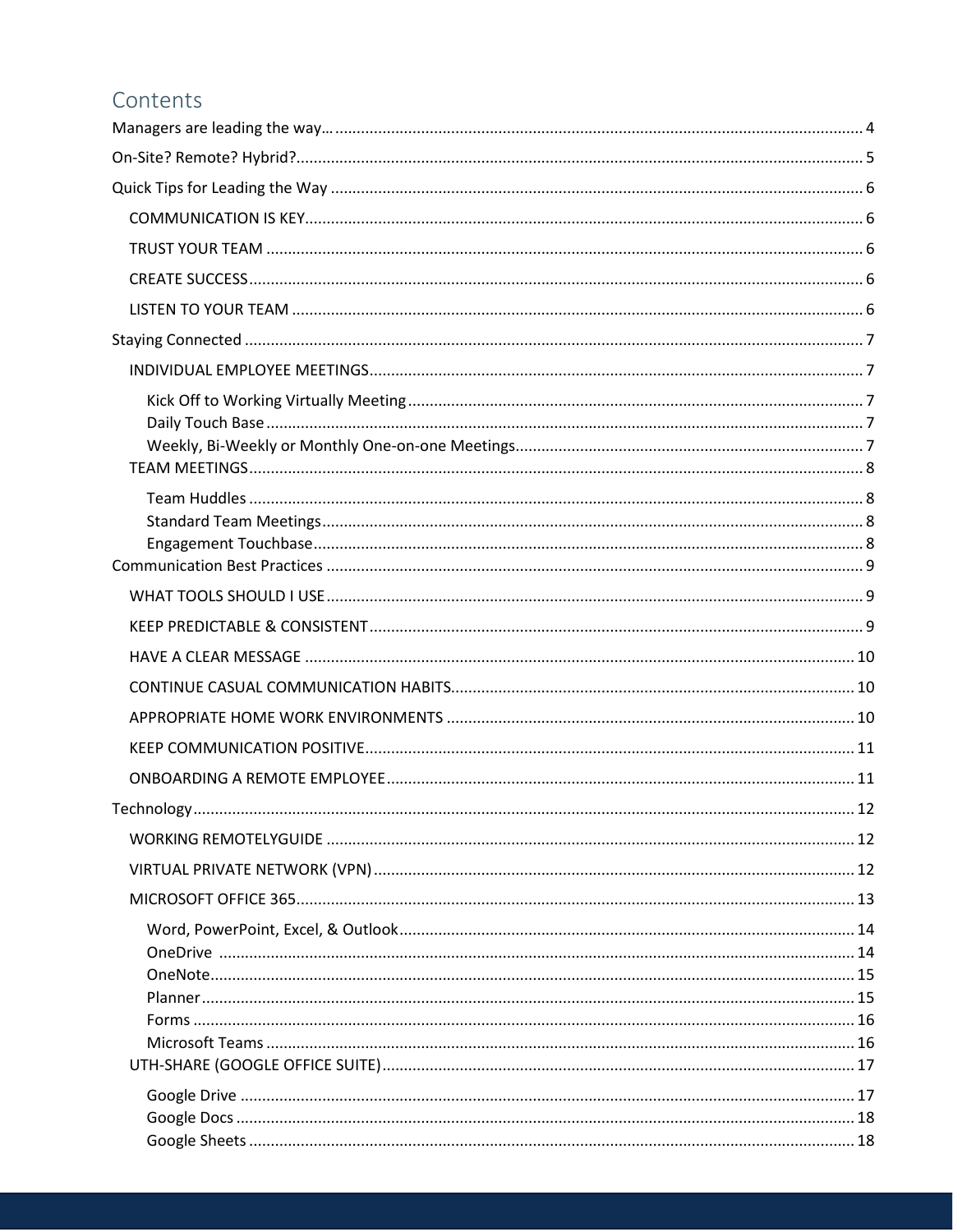# Contents

- Managers are leading the way… 4
- On-Site? Remote? Hybrid? 5
- Quick Tips for Leading the Way 6
  - COMMUNICATION IS KEY 6
  - TRUST YOUR TEAM 6
  - CREATE SUCCESS 6
  - LISTEN TO YOUR TEAM 6
- Staying Connected 7
  - INDIVIDUAL EMPLOYEE MEETINGS 7
    - Kick Off to Working Virtually Meeting 7
    - Daily Touch Base 7
    - Weekly, Bi-Weekly or Monthly One-on-one Meetings 7
  - TEAM MEETINGS 8
    - Team Huddles 8
    - Standard Team Meetings 8
    - Engagement Touchbase 8
- Communication Best Practices 9
  - WHAT TOOLS SHOULD I USE 9
  - KEEP PREDICTABLE & CONSISTENT 9
  - HAVE A CLEAR MESSAGE 10
  - CONTINUE CASUAL COMMUNICATION HABITS 10
  - APPROPRIATE HOME WORK ENVIRONMENTS 10
  - KEEP COMMUNICATION POSITIVE 11
  - ONBOARDING A REMOTE EMPLOYEE 11
- Technology 12
  - WORKING REMOTELYGUIDE 12
  - VIRTUAL PRIVATE NETWORK (VPN) 12
  - MICROSOFT OFFICE 365 13
    - Word, PowerPoint, Excel, & Outlook 14
    - OneDrive 14
    - OneNote 15
    - Planner 15
    - Forms 16
    - Microsoft Teams 16
  - UTH-SHARE (GOOGLE OFFICE SUITE) 17
    - Google Drive 17
    - Google Docs 18
    - Google Sheets 18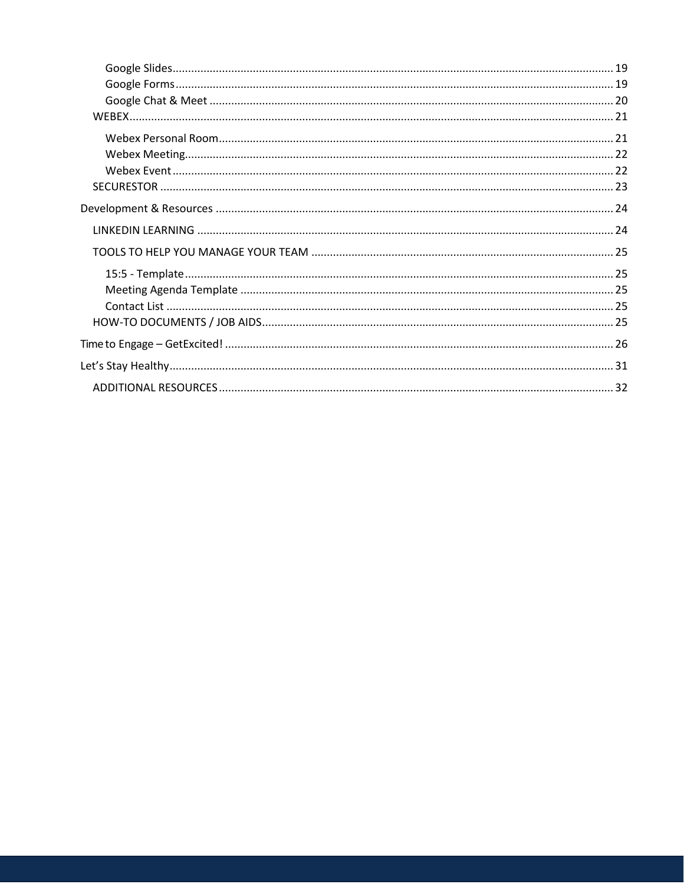- Google Slides ... 19
- Google Forms ... 19
- Google Chat & Meet ... 20

WEBEX ... 21

- Webex Personal Room ... 21
- Webex Meeting ... 22
- Webex Event ... 22

SECURESTOR ... 23

Development & Resources ... 24

LINKEDIN LEARNING ... 24

TOOLS TO HELP YOU MANAGE YOUR TEAM ... 25

- 15:5 - Template ... 25
- Meeting Agenda Template ... 25
- Contact List ... 25

HOW-TO DOCUMENTS / JOB AIDS ... 25

Time to Engage – GetExcited! ... 26

Let's Stay Healthy ... 31

ADDITIONAL RESOURCES ... 32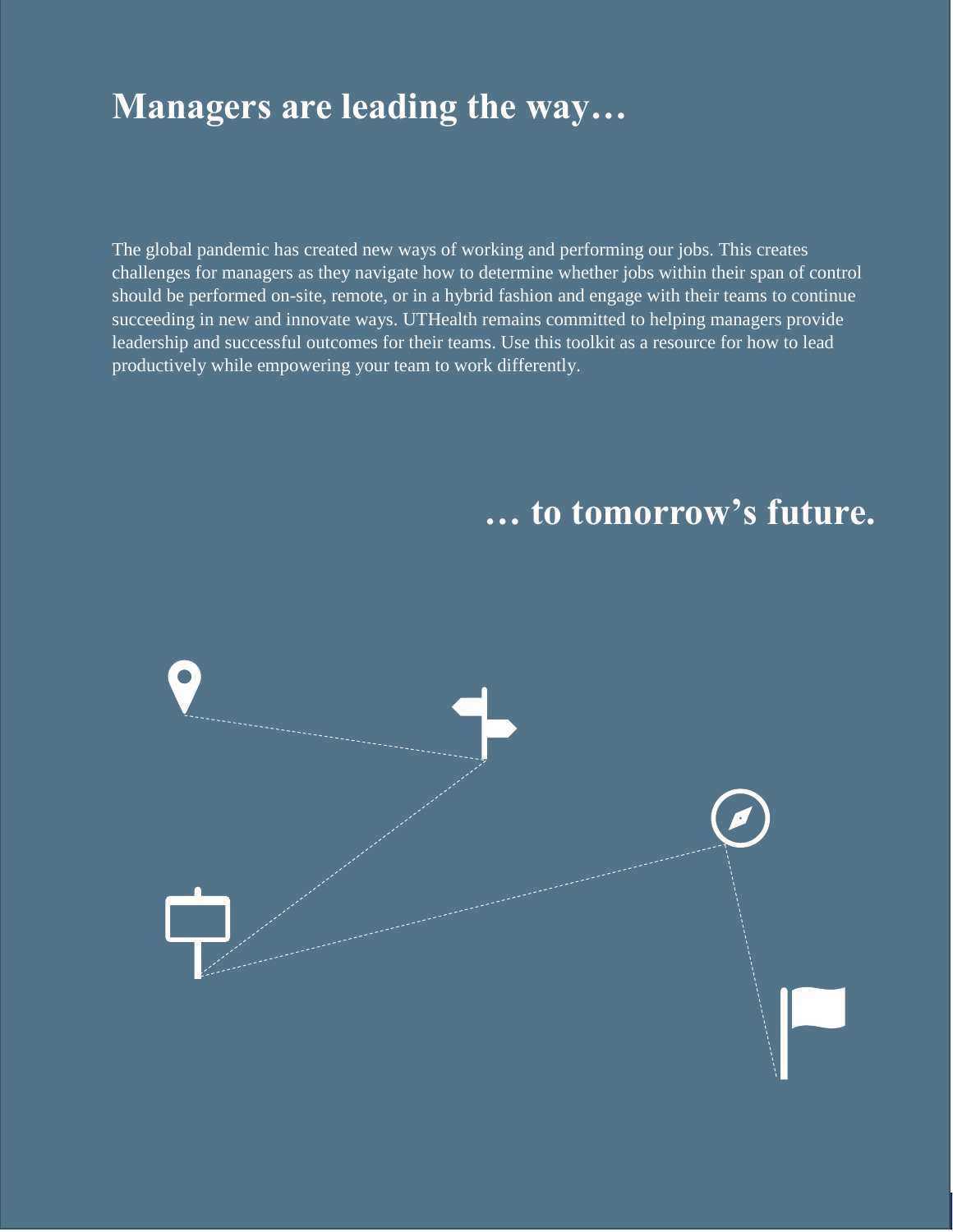# Managers are leading the way…

The global pandemic has created new ways of working and performing our jobs. This creates challenges for managers as they navigate how to determine whether jobs within their span of control should be performed on-site, remote, or in a hybrid fashion and engage with their teams to continue succeeding in new and innovate ways. UTHealth remains committed to helping managers provide leadership and successful outcomes for their teams. Use this toolkit as a resource for how to lead productively while empowering your team to work differently.

# … to tomorrow's future.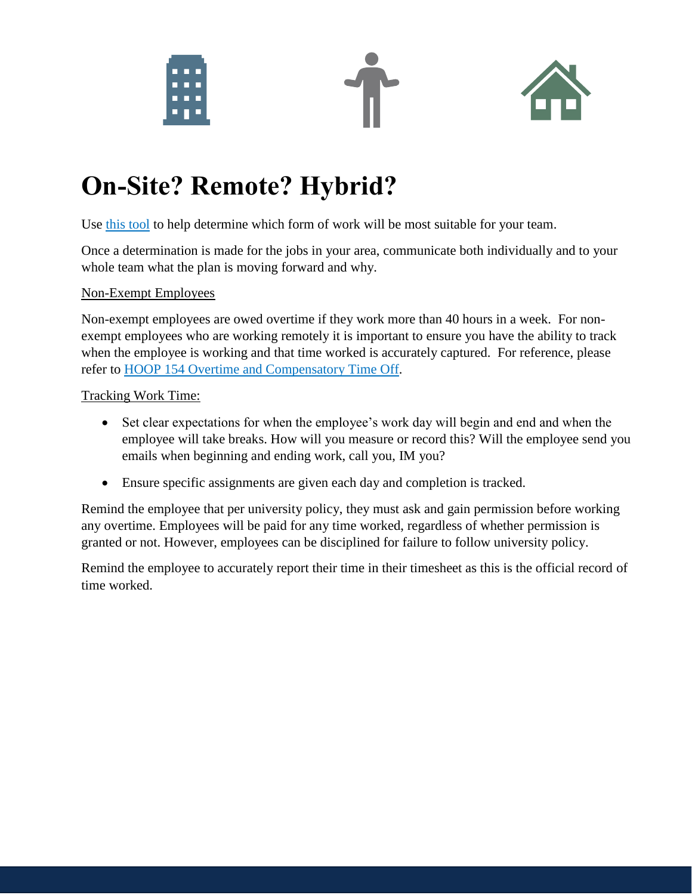# On-Site? Remote? Hybrid?

Use this tool to help determine which form of work will be most suitable for your team.

Once a determination is made for the jobs in your area, communicate both individually and to your whole team what the plan is moving forward and why.

Non-Exempt Employees

Non-exempt employees are owed overtime if they work more than 40 hours in a week. For non-exempt employees who are working remotely it is important to ensure you have the ability to track when the employee is working and that time worked is accurately captured. For reference, please refer to HOOP 154 Overtime and Compensatory Time Off.

Tracking Work Time:

- Set clear expectations for when the employee's work day will begin and end and when the employee will take breaks. How will you measure or record this? Will the employee send you emails when beginning and ending work, call you, IM you?
- Ensure specific assignments are given each day and completion is tracked.

Remind the employee that per university policy, they must ask and gain permission before working any overtime. Employees will be paid for any time worked, regardless of whether permission is granted or not. However, employees can be disciplined for failure to follow university policy.

Remind the employee to accurately report their time in their timesheet as this is the official record of time worked.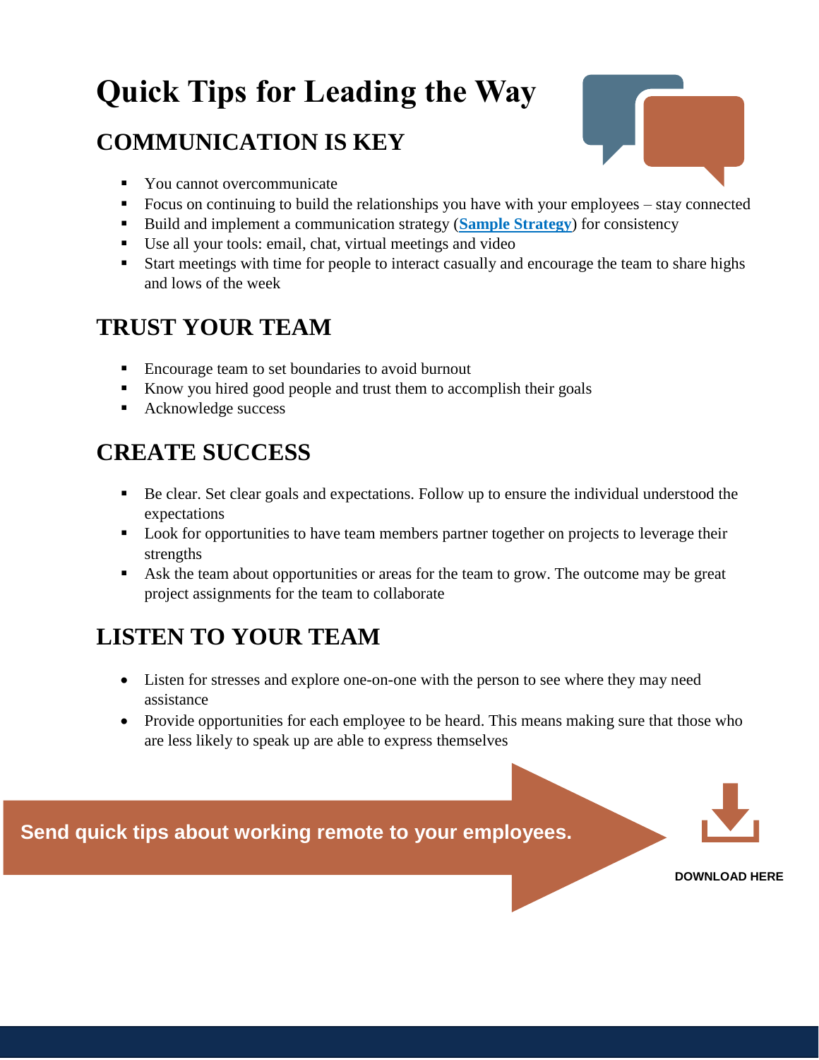# Quick Tips for Leading the Way

## COMMUNICATION IS KEY

- You cannot overcommunicate
- Focus on continuing to build the relationships you have with your employees – stay connected
- Build and implement a communication strategy (**Sample Strategy**) for consistency
- Use all your tools: email, chat, virtual meetings and video
- Start meetings with time for people to interact casually and encourage the team to share highs and lows of the week

## TRUST YOUR TEAM

- Encourage team to set boundaries to avoid burnout
- Know you hired good people and trust them to accomplish their goals
- Acknowledge success

## CREATE SUCCESS

- Be clear. Set clear goals and expectations. Follow up to ensure the individual understood the expectations
- Look for opportunities to have team members partner together on projects to leverage their strengths
- Ask the team about opportunities or areas for the team to grow. The outcome may be great project assignments for the team to collaborate

## LISTEN TO YOUR TEAM

- Listen for stresses and explore one-on-one with the person to see where they may need assistance
- Provide opportunities for each employee to be heard. This means making sure that those who are less likely to speak up are able to express themselves

**Send quick tips about working remote to your employees.**

**DOWNLOAD HERE**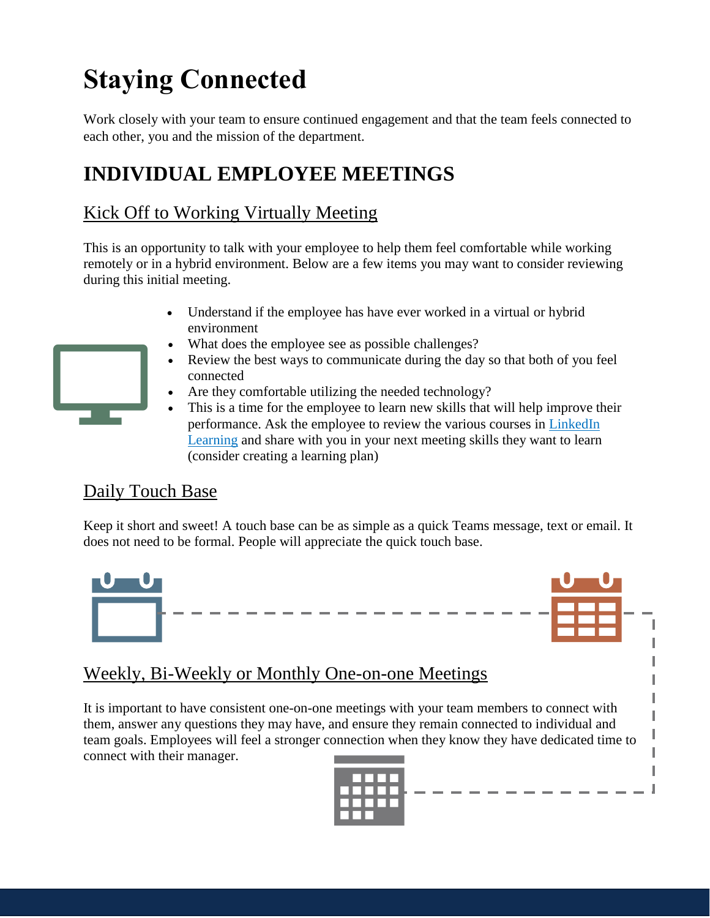# Staying Connected

Work closely with your team to ensure continued engagement and that the team feels connected to each other, you and the mission of the department.

## INDIVIDUAL EMPLOYEE MEETINGS

### Kick Off to Working Virtually Meeting

This is an opportunity to talk with your employee to help them feel comfortable while working remotely or in a hybrid environment. Below are a few items you may want to consider reviewing during this initial meeting.

- Understand if the employee has have ever worked in a virtual or hybrid environment
- What does the employee see as possible challenges?
- Review the best ways to communicate during the day so that both of you feel connected
- Are they comfortable utilizing the needed technology?
- This is a time for the employee to learn new skills that will help improve their performance. Ask the employee to review the various courses in LinkedIn Learning and share with you in your next meeting skills they want to learn (consider creating a learning plan)

### Daily Touch Base

Keep it short and sweet! A touch base can be as simple as a quick Teams message, text or email. It does not need to be formal. People will appreciate the quick touch base.

### Weekly, Bi-Weekly or Monthly One-on-one Meetings

It is important to have consistent one-on-one meetings with your team members to connect with them, answer any questions they may have, and ensure they remain connected to individual and team goals. Employees will feel a stronger connection when they know they have dedicated time to connect with their manager.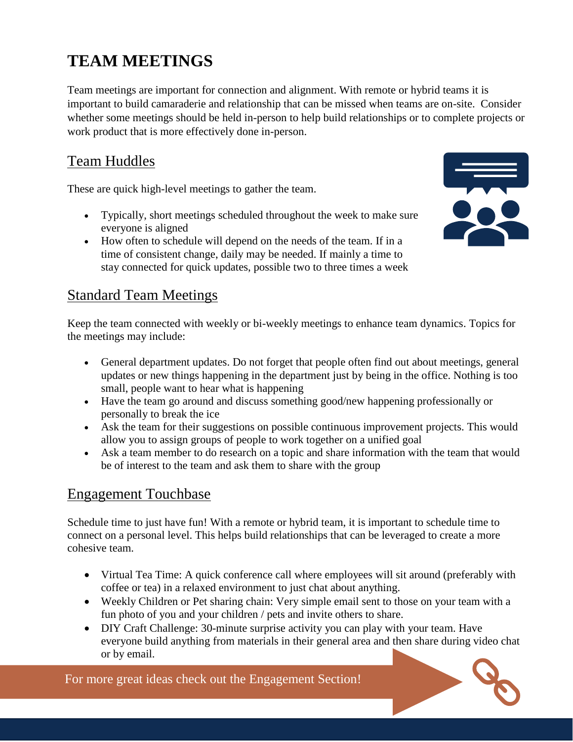# TEAM MEETINGS

Team meetings are important for connection and alignment. With remote or hybrid teams it is important to build camaraderie and relationship that can be missed when teams are on-site. Consider whether some meetings should be held in-person to help build relationships or to complete projects or work product that is more effectively done in-person.

## Team Huddles

These are quick high-level meetings to gather the team.

- Typically, short meetings scheduled throughout the week to make sure everyone is aligned
- How often to schedule will depend on the needs of the team. If in a time of consistent change, daily may be needed. If mainly a time to stay connected for quick updates, possible two to three times a week

## Standard Team Meetings

Keep the team connected with weekly or bi-weekly meetings to enhance team dynamics. Topics for the meetings may include:

- General department updates. Do not forget that people often find out about meetings, general updates or new things happening in the department just by being in the office. Nothing is too small, people want to hear what is happening
- Have the team go around and discuss something good/new happening professionally or personally to break the ice
- Ask the team for their suggestions on possible continuous improvement projects. This would allow you to assign groups of people to work together on a unified goal
- Ask a team member to do research on a topic and share information with the team that would be of interest to the team and ask them to share with the group

## Engagement Touchbase

Schedule time to just have fun! With a remote or hybrid team, it is important to schedule time to connect on a personal level. This helps build relationships that can be leveraged to create a more cohesive team.

- Virtual Tea Time: A quick conference call where employees will sit around (preferably with coffee or tea) in a relaxed environment to just chat about anything.
- Weekly Children or Pet sharing chain: Very simple email sent to those on your team with a fun photo of you and your children / pets and invite others to share.
- DIY Craft Challenge: 30-minute surprise activity you can play with your team. Have everyone build anything from materials in their general area and then share during video chat or by email.

For more great ideas check out the Engagement Section!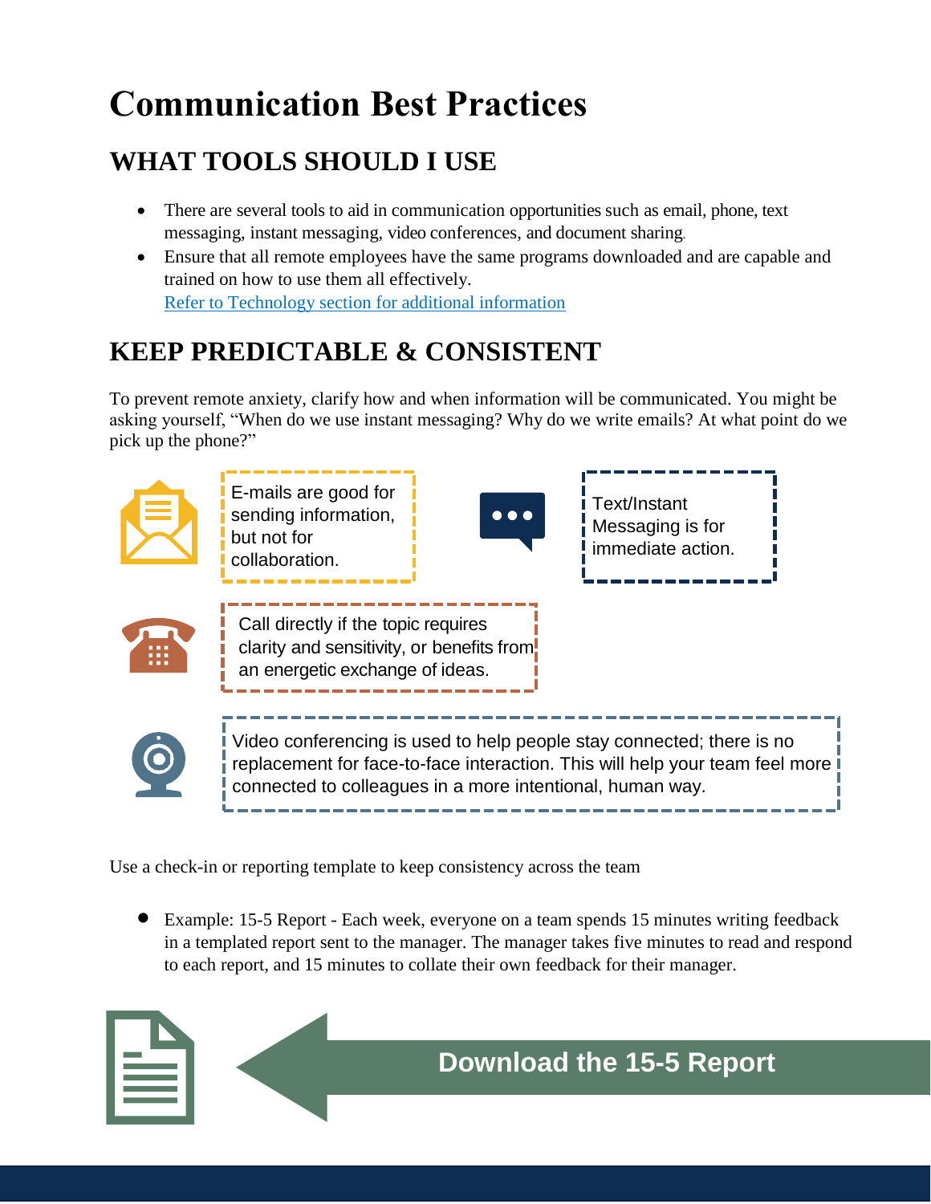# Communication Best Practices

## WHAT TOOLS SHOULD I USE

- There are several tools to aid in communication opportunities such as email, phone, text messaging, instant messaging, video conferences, and document sharing.
- Ensure that all remote employees have the same programs downloaded and are capable and trained on how to use them all effectively.
  [Refer to Technology section for additional information]

## KEEP PREDICTABLE & CONSISTENT

To prevent remote anxiety, clarify how and when information will be communicated. You might be asking yourself, "When do we use instant messaging? Why do we write emails? At what point do we pick up the phone?"

E-mails are good for sending information, but not for collaboration.

Text/Instant Messaging is for immediate action.

Call directly if the topic requires clarity and sensitivity, or benefits from an energetic exchange of ideas.

Video conferencing is used to help people stay connected; there is no replacement for face-to-face interaction. This will help your team feel more connected to colleagues in a more intentional, human way.

Use a check-in or reporting template to keep consistency across the team

- Example: 15-5 Report - Each week, everyone on a team spends 15 minutes writing feedback in a templated report sent to the manager. The manager takes five minutes to read and respond to each report, and 15 minutes to collate their own feedback for their manager.

**Download the 15-5 Report**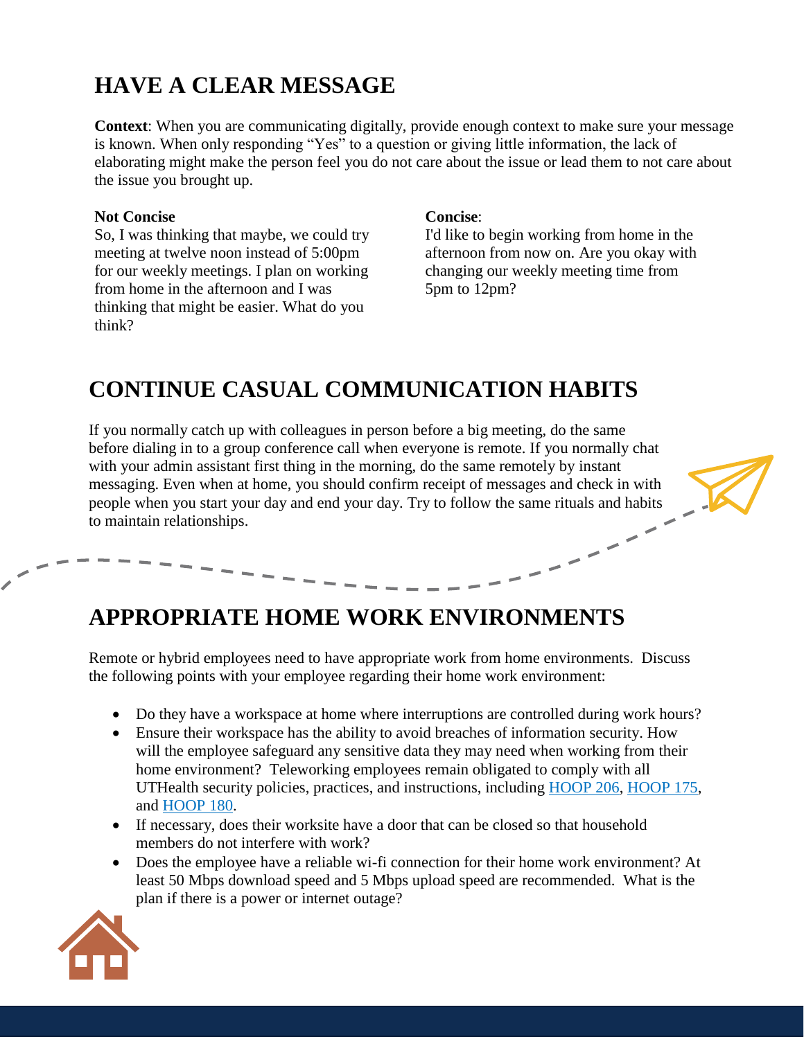## HAVE A CLEAR MESSAGE

**Context**: When you are communicating digitally, provide enough context to make sure your message is known. When only responding "Yes" to a question or giving little information, the lack of elaborating might make the person feel you do not care about the issue or lead them to not care about the issue you brought up.

**Not Concise**
So, I was thinking that maybe, we could try meeting at twelve noon instead of 5:00pm for our weekly meetings. I plan on working from home in the afternoon and I was thinking that might be easier. What do you think?

**Concise**:
I'd like to begin working from home in the afternoon from now on. Are you okay with changing our weekly meeting time from 5pm to 12pm?

## CONTINUE CASUAL COMMUNICATION HABITS

If you normally catch up with colleagues in person before a big meeting, do the same before dialing in to a group conference call when everyone is remote. If you normally chat with your admin assistant first thing in the morning, do the same remotely by instant messaging. Even when at home, you should confirm receipt of messages and check in with people when you start your day and end your day. Try to follow the same rituals and habits to maintain relationships.

## APPROPRIATE HOME WORK ENVIRONMENTS

Remote or hybrid employees need to have appropriate work from home environments. Discuss the following points with your employee regarding their home work environment:

- Do they have a workspace at home where interruptions are controlled during work hours?
- Ensure their workspace has the ability to avoid breaches of information security. How will the employee safeguard any sensitive data they may need when working from their home environment? Teleworking employees remain obligated to comply with all UTHealth security policies, practices, and instructions, including HOOP 206, HOOP 175, and HOOP 180.
- If necessary, does their worksite have a door that can be closed so that household members do not interfere with work?
- Does the employee have a reliable wi-fi connection for their home work environment? At least 50 Mbps download speed and 5 Mbps upload speed are recommended. What is the plan if there is a power or internet outage?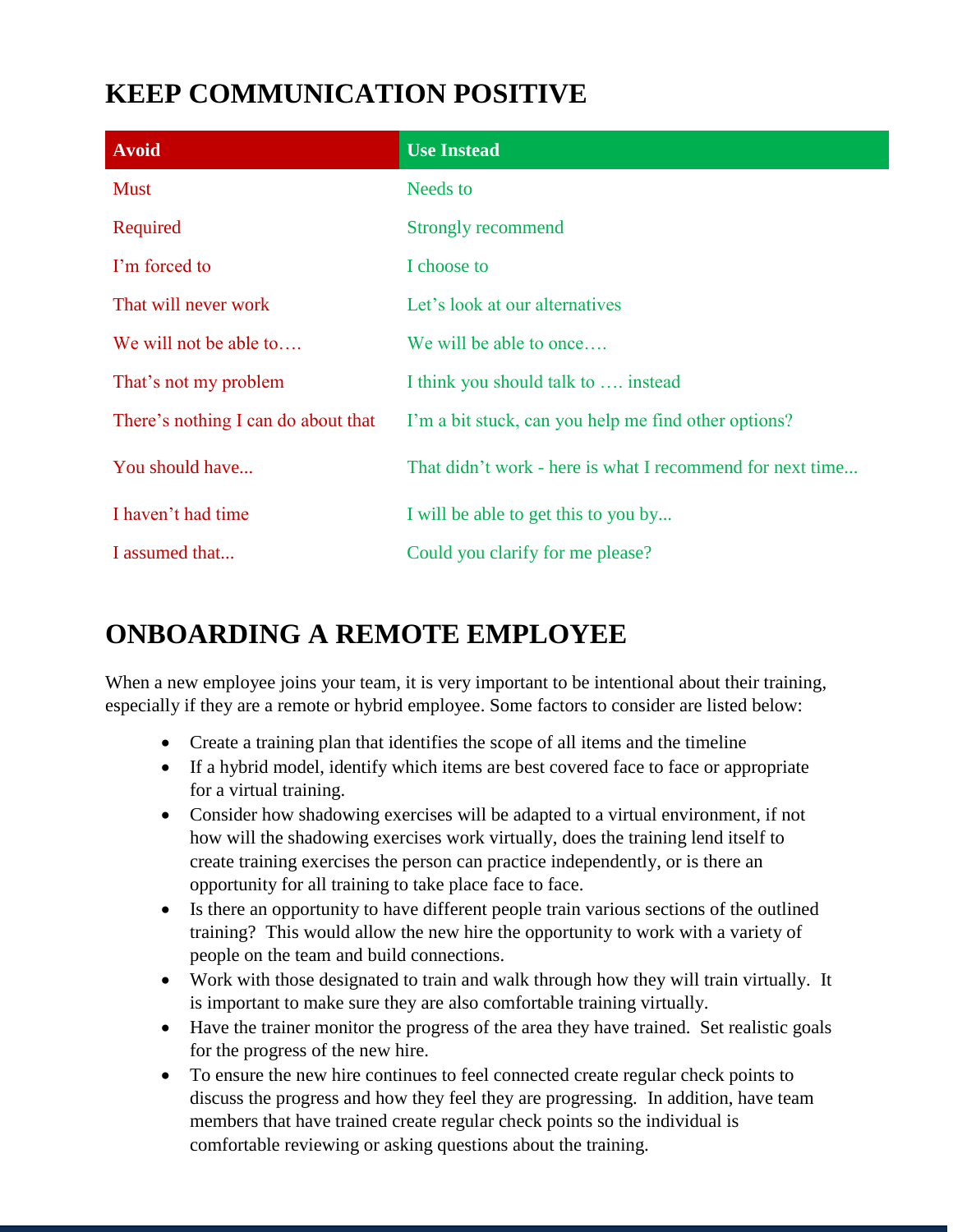## KEEP COMMUNICATION POSITIVE

| Avoid | Use Instead |
|---|---|
| Must | Needs to |
| Required | Strongly recommend |
| I'm forced to | I choose to |
| That will never work | Let's look at our alternatives |
| We will not be able to…. | We will be able to once…. |
| That's not my problem | I think you should talk to …. instead |
| There's nothing I can do about that | I'm a bit stuck, can you help me find other options? |
| You should have... | That didn't work - here is what I recommend for next time... |
| I haven't had time | I will be able to get this to you by... |
| I assumed that... | Could you clarify for me please? |

## ONBOARDING A REMOTE EMPLOYEE

When a new employee joins your team, it is very important to be intentional about their training, especially if they are a remote or hybrid employee. Some factors to consider are listed below:

- Create a training plan that identifies the scope of all items and the timeline
- If a hybrid model, identify which items are best covered face to face or appropriate for a virtual training.
- Consider how shadowing exercises will be adapted to a virtual environment, if not how will the shadowing exercises work virtually, does the training lend itself to create training exercises the person can practice independently, or is there an opportunity for all training to take place face to face.
- Is there an opportunity to have different people train various sections of the outlined training? This would allow the new hire the opportunity to work with a variety of people on the team and build connections.
- Work with those designated to train and walk through how they will train virtually. It is important to make sure they are also comfortable training virtually.
- Have the trainer monitor the progress of the area they have trained. Set realistic goals for the progress of the new hire.
- To ensure the new hire continues to feel connected create regular check points to discuss the progress and how they feel they are progressing. In addition, have team members that have trained create regular check points so the individual is comfortable reviewing or asking questions about the training.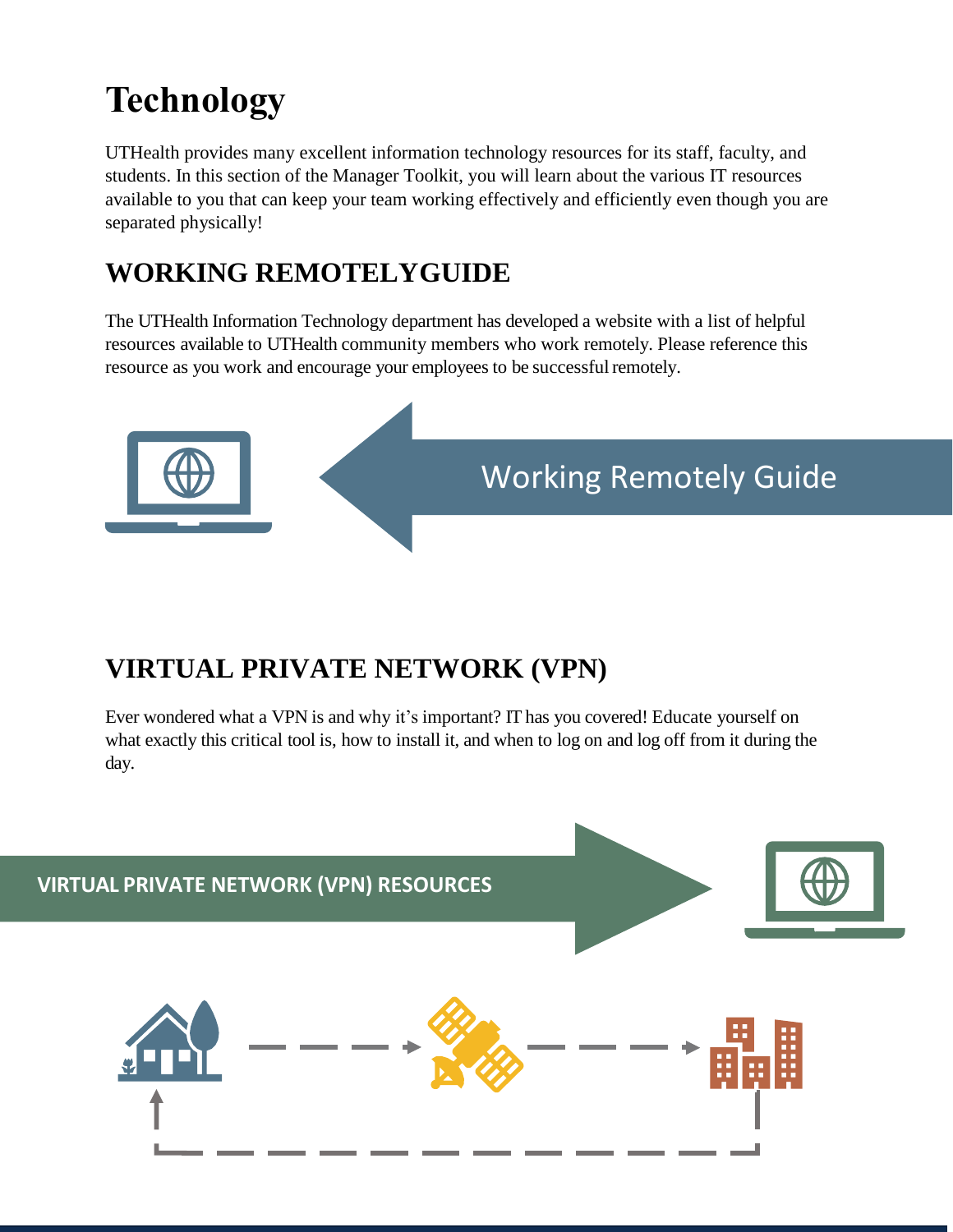# Technology

UTHealth provides many excellent information technology resources for its staff, faculty, and students. In this section of the Manager Toolkit, you will learn about the various IT resources available to you that can keep your team working effectively and efficiently even though you are separated physically!

## WORKING REMOTELYGUIDE

The UTHealth Information Technology department has developed a website with a list of helpful resources available to UTHealth community members who work remotely. Please reference this resource as you work and encourage your employees to be successful remotely.

Working Remotely Guide

## VIRTUAL PRIVATE NETWORK (VPN)

Ever wondered what a VPN is and why it's important? IT has you covered! Educate yourself on what exactly this critical tool is, how to install it, and when to log on and log off from it during the day.

VIRTUAL PRIVATE NETWORK (VPN) RESOURCES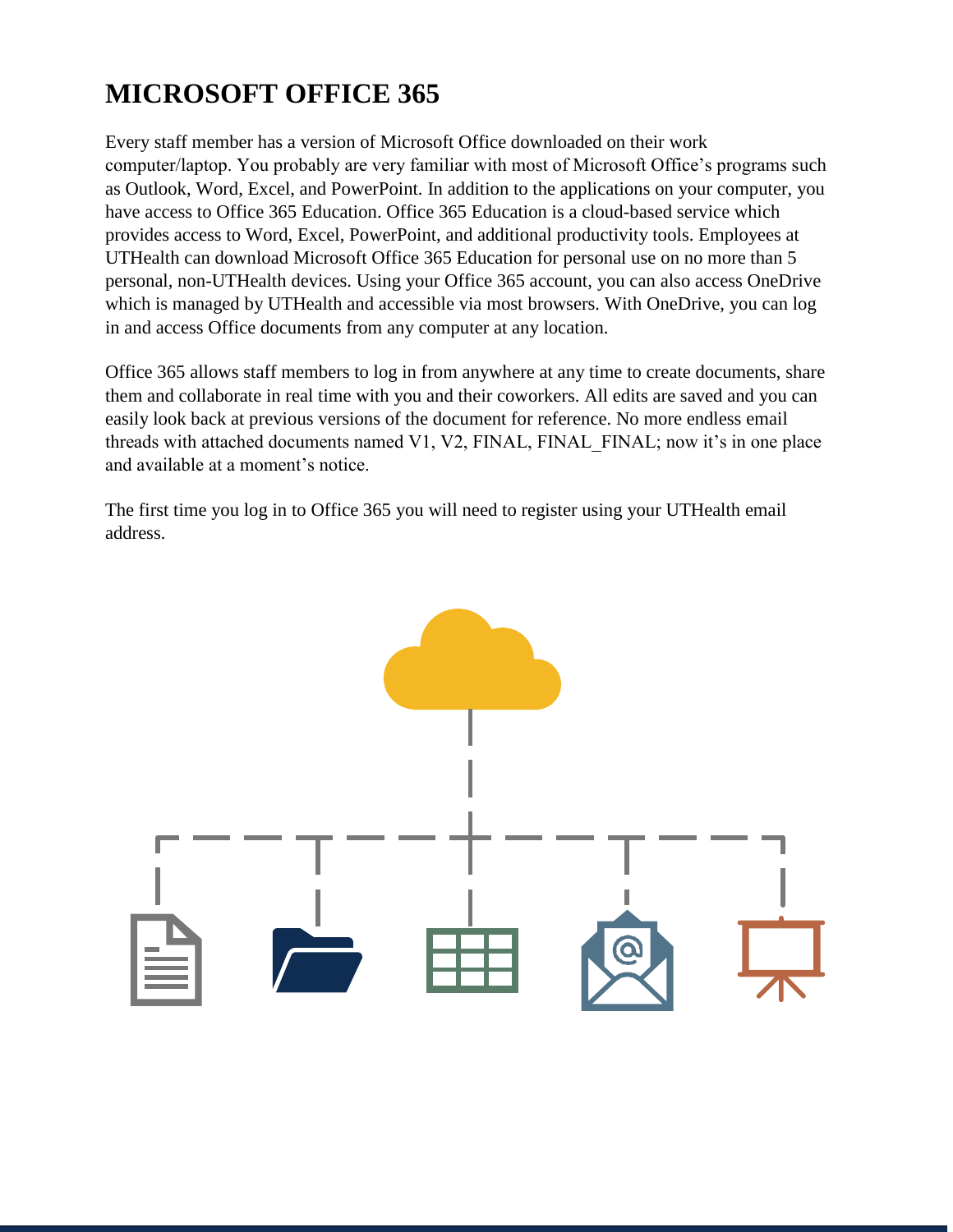# MICROSOFT OFFICE 365

Every staff member has a version of Microsoft Office downloaded on their work computer/laptop. You probably are very familiar with most of Microsoft Office's programs such as Outlook, Word, Excel, and PowerPoint. In addition to the applications on your computer, you have access to Office 365 Education. Office 365 Education is a cloud-based service which provides access to Word, Excel, PowerPoint, and additional productivity tools. Employees at UTHealth can download Microsoft Office 365 Education for personal use on no more than 5 personal, non-UTHealth devices. Using your Office 365 account, you can also access OneDrive which is managed by UTHealth and accessible via most browsers. With OneDrive, you can log in and access Office documents from any computer at any location.

Office 365 allows staff members to log in from anywhere at any time to create documents, share them and collaborate in real time with you and their coworkers. All edits are saved and you can easily look back at previous versions of the document for reference. No more endless email threads with attached documents named V1, V2, FINAL, FINAL_FINAL; now it's in one place and available at a moment's notice.

The first time you log in to Office 365 you will need to register using your UTHealth email address.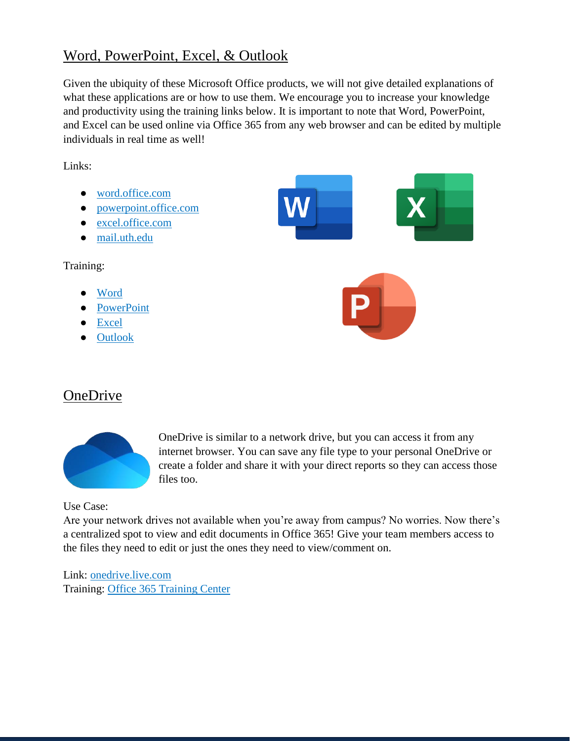## Word, PowerPoint, Excel, & Outlook

Given the ubiquity of these Microsoft Office products, we will not give detailed explanations of what these applications are or how to use them. We encourage you to increase your knowledge and productivity using the training links below. It is important to note that Word, PowerPoint, and Excel can be used online via Office 365 from any web browser and can be edited by multiple individuals in real time as well!

Links:

- word.office.com
- powerpoint.office.com
- excel.office.com
- mail.uth.edu

Training:

- Word
- PowerPoint
- Excel
- Outlook

## OneDrive

OneDrive is similar to a network drive, but you can access it from any internet browser. You can save any file type to your personal OneDrive or create a folder and share it with your direct reports so they can access those files too.

Use Case:
Are your network drives not available when you're away from campus? No worries. Now there's a centralized spot to view and edit documents in Office 365! Give your team members access to the files they need to edit or just the ones they need to view/comment on.

Link: onedrive.live.com
Training: Office 365 Training Center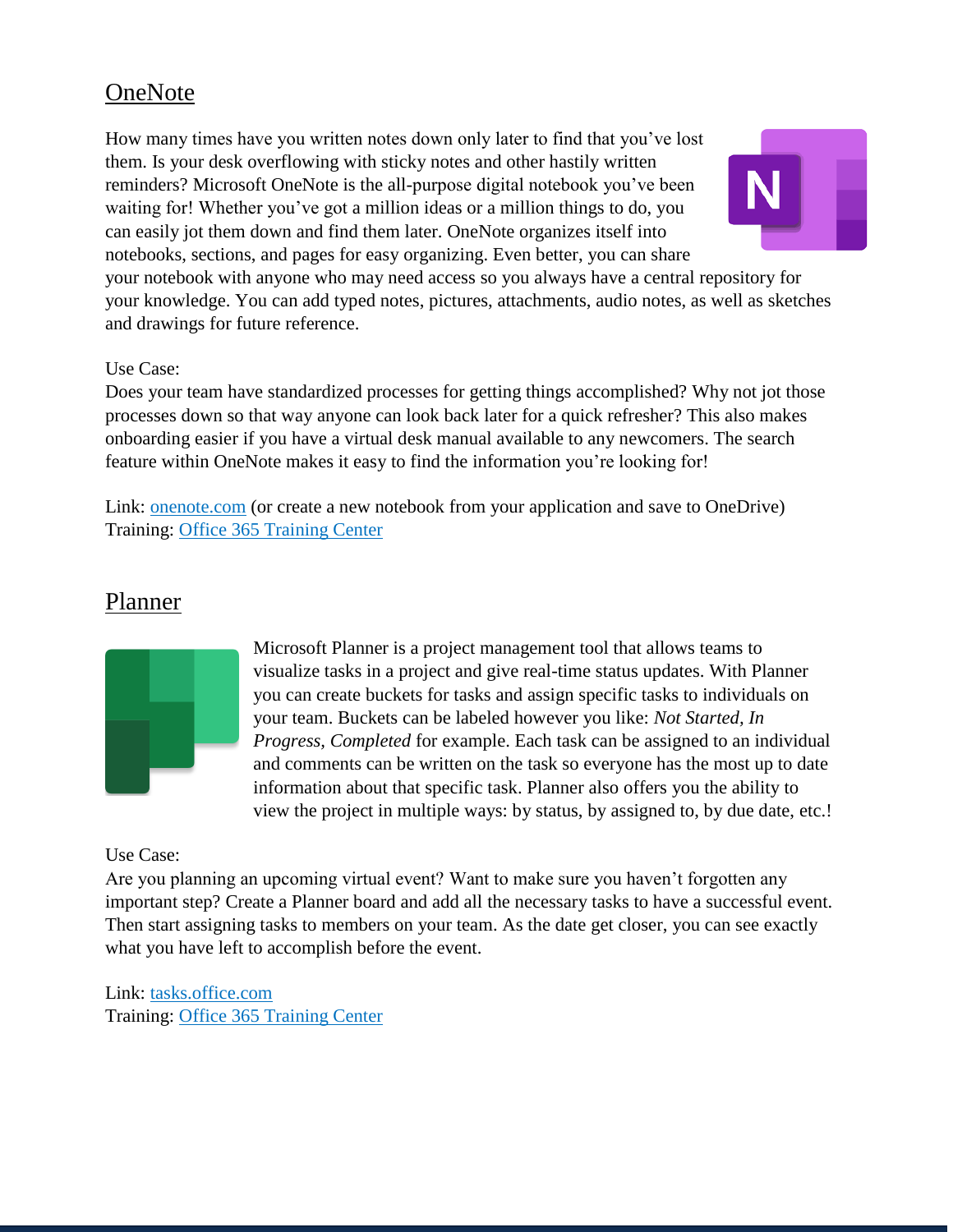## OneNote

How many times have you written notes down only later to find that you've lost them. Is your desk overflowing with sticky notes and other hastily written reminders? Microsoft OneNote is the all-purpose digital notebook you've been waiting for! Whether you've got a million ideas or a million things to do, you can easily jot them down and find them later. OneNote organizes itself into notebooks, sections, and pages for easy organizing. Even better, you can share your notebook with anyone who may need access so you always have a central repository for your knowledge. You can add typed notes, pictures, attachments, audio notes, as well as sketches and drawings for future reference.

Use Case:
Does your team have standardized processes for getting things accomplished? Why not jot those processes down so that way anyone can look back later for a quick refresher? This also makes onboarding easier if you have a virtual desk manual available to any newcomers. The search feature within OneNote makes it easy to find the information you're looking for!

Link: onenote.com (or create a new notebook from your application and save to OneDrive)
Training: Office 365 Training Center

## Planner

Microsoft Planner is a project management tool that allows teams to visualize tasks in a project and give real-time status updates. With Planner you can create buckets for tasks and assign specific tasks to individuals on your team. Buckets can be labeled however you like: *Not Started, In Progress, Completed* for example. Each task can be assigned to an individual and comments can be written on the task so everyone has the most up to date information about that specific task. Planner also offers you the ability to view the project in multiple ways: by status, by assigned to, by due date, etc.!

Use Case:
Are you planning an upcoming virtual event? Want to make sure you haven't forgotten any important step? Create a Planner board and add all the necessary tasks to have a successful event. Then start assigning tasks to members on your team. As the date get closer, you can see exactly what you have left to accomplish before the event.

Link: tasks.office.com
Training: Office 365 Training Center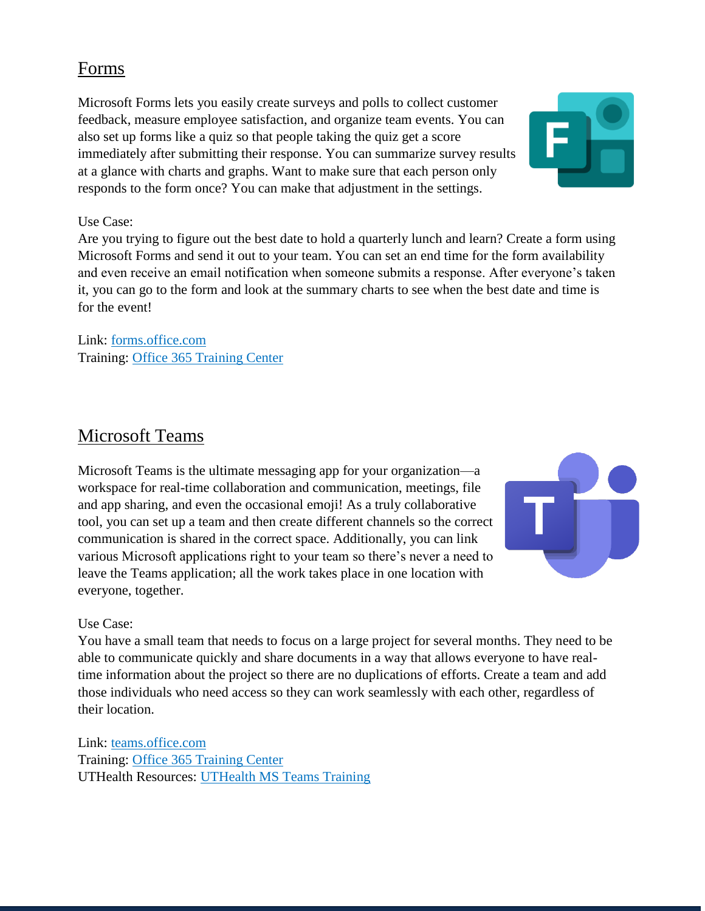## Forms

Microsoft Forms lets you easily create surveys and polls to collect customer feedback, measure employee satisfaction, and organize team events. You can also set up forms like a quiz so that people taking the quiz get a score immediately after submitting their response. You can summarize survey results at a glance with charts and graphs. Want to make sure that each person only responds to the form once? You can make that adjustment in the settings.

Use Case:
Are you trying to figure out the best date to hold a quarterly lunch and learn? Create a form using Microsoft Forms and send it out to your team. You can set an end time for the form availability and even receive an email notification when someone submits a response. After everyone's taken it, you can go to the form and look at the summary charts to see when the best date and time is for the event!

Link: forms.office.com
Training: Office 365 Training Center

## Microsoft Teams

Microsoft Teams is the ultimate messaging app for your organization—a workspace for real-time collaboration and communication, meetings, file and app sharing, and even the occasional emoji! As a truly collaborative tool, you can set up a team and then create different channels so the correct communication is shared in the correct space. Additionally, you can link various Microsoft applications right to your team so there's never a need to leave the Teams application; all the work takes place in one location with everyone, together.

Use Case:
You have a small team that needs to focus on a large project for several months. They need to be able to communicate quickly and share documents in a way that allows everyone to have real-time information about the project so there are no duplications of efforts. Create a team and add those individuals who need access so they can work seamlessly with each other, regardless of their location.

Link: teams.office.com
Training: Office 365 Training Center
UTHealth Resources: UTHealth MS Teams Training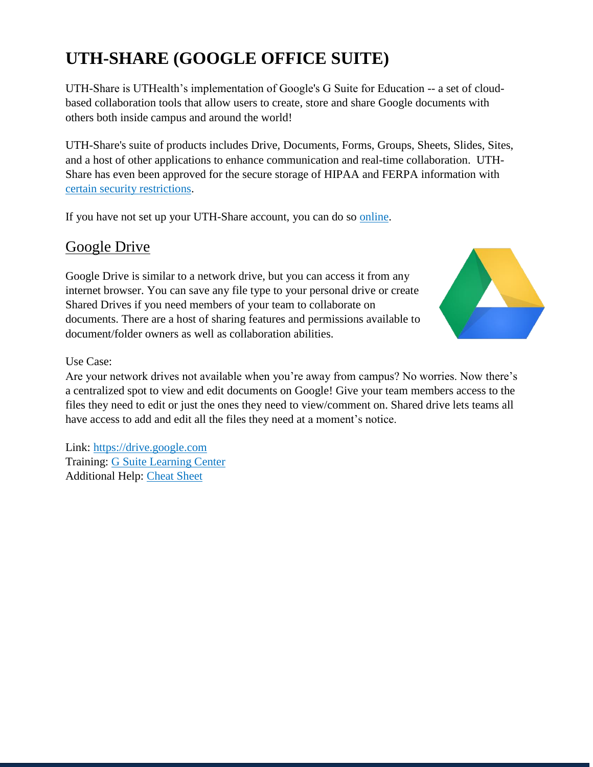# UTH-SHARE (GOOGLE OFFICE SUITE)

UTH-Share is UTHealth's implementation of Google's G Suite for Education -- a set of cloud-based collaboration tools that allow users to create, store and share Google documents with others both inside campus and around the world!

UTH-Share's suite of products includes Drive, Documents, Forms, Groups, Sheets, Slides, Sites, and a host of other applications to enhance communication and real-time collaboration. UTH-Share has even been approved for the secure storage of HIPAA and FERPA information with certain security restrictions.

If you have not set up your UTH-Share account, you can do so online.

## Google Drive

Google Drive is similar to a network drive, but you can access it from any internet browser. You can save any file type to your personal drive or create Shared Drives if you need members of your team to collaborate on documents. There are a host of sharing features and permissions available to document/folder owners as well as collaboration abilities.

Use Case:
Are your network drives not available when you're away from campus? No worries. Now there's a centralized spot to view and edit documents on Google! Give your team members access to the files they need to edit or just the ones they need to view/comment on. Shared drive lets teams all have access to add and edit all the files they need at a moment's notice.

Link: https://drive.google.com
Training: G Suite Learning Center
Additional Help: Cheat Sheet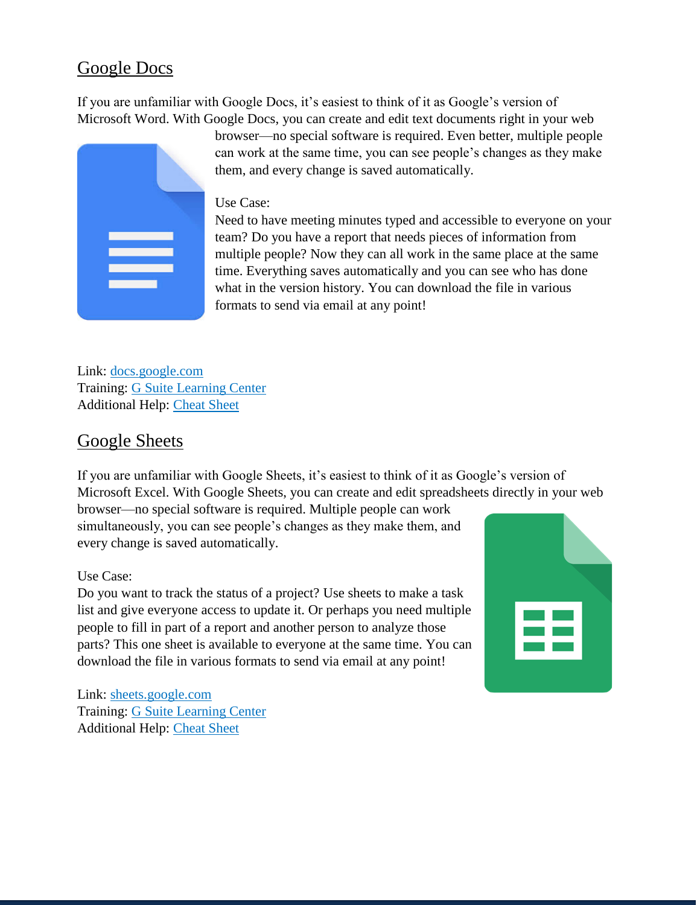## Google Docs

If you are unfamiliar with Google Docs, it's easiest to think of it as Google's version of Microsoft Word. With Google Docs, you can create and edit text documents right in your web browser—no special software is required. Even better, multiple people can work at the same time, you can see people's changes as they make them, and every change is saved automatically.

Use Case:
Need to have meeting minutes typed and accessible to everyone on your team? Do you have a report that needs pieces of information from multiple people? Now they can all work in the same place at the same time. Everything saves automatically and you can see who has done what in the version history. You can download the file in various formats to send via email at any point!

Link: docs.google.com
Training: G Suite Learning Center
Additional Help: Cheat Sheet

## Google Sheets

If you are unfamiliar with Google Sheets, it's easiest to think of it as Google's version of Microsoft Excel. With Google Sheets, you can create and edit spreadsheets directly in your web browser—no special software is required. Multiple people can work simultaneously, you can see people's changes as they make them, and every change is saved automatically.

Use Case:
Do you want to track the status of a project? Use sheets to make a task list and give everyone access to update it. Or perhaps you need multiple people to fill in part of a report and another person to analyze those parts? This one sheet is available to everyone at the same time. You can download the file in various formats to send via email at any point!

Link: sheets.google.com
Training: G Suite Learning Center
Additional Help: Cheat Sheet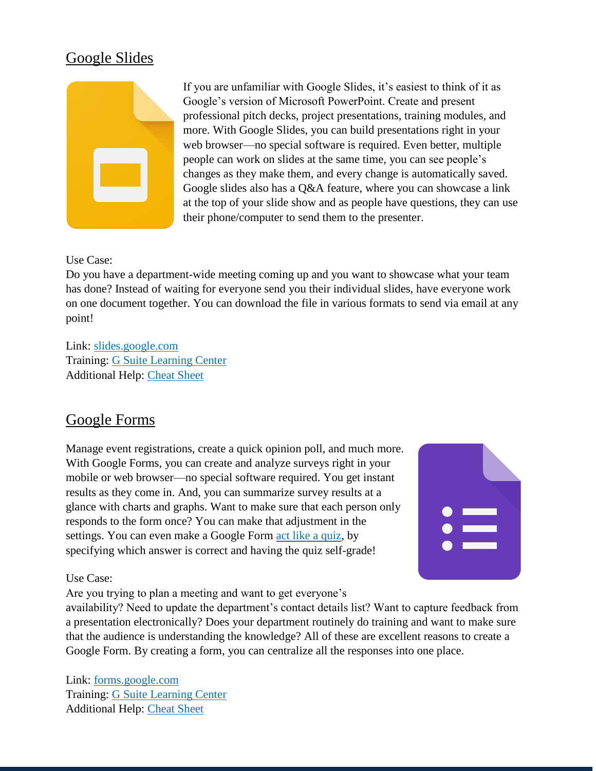## Google Slides

If you are unfamiliar with Google Slides, it's easiest to think of it as Google's version of Microsoft PowerPoint. Create and present professional pitch decks, project presentations, training modules, and more. With Google Slides, you can build presentations right in your web browser—no special software is required. Even better, multiple people can work on slides at the same time, you can see people's changes as they make them, and every change is automatically saved. Google slides also has a Q&A feature, where you can showcase a link at the top of your slide show and as people have questions, they can use their phone/computer to send them to the presenter.

Use Case:
Do you have a department-wide meeting coming up and you want to showcase what your team has done? Instead of waiting for everyone send you their individual slides, have everyone work on one document together. You can download the file in various formats to send via email at any point!

Link: slides.google.com
Training: G Suite Learning Center
Additional Help: Cheat Sheet

## Google Forms

Manage event registrations, create a quick opinion poll, and much more. With Google Forms, you can create and analyze surveys right in your mobile or web browser—no special software required. You get instant results as they come in. And, you can summarize survey results at a glance with charts and graphs. Want to make sure that each person only responds to the form once? You can make that adjustment in the settings. You can even make a Google Form act like a quiz, by specifying which answer is correct and having the quiz self-grade!

Use Case:
Are you trying to plan a meeting and want to get everyone's availability? Need to update the department's contact details list? Want to capture feedback from a presentation electronically? Does your department routinely do training and want to make sure that the audience is understanding the knowledge? All of these are excellent reasons to create a Google Form. By creating a form, you can centralize all the responses into one place.

Link: forms.google.com
Training: G Suite Learning Center
Additional Help: Cheat Sheet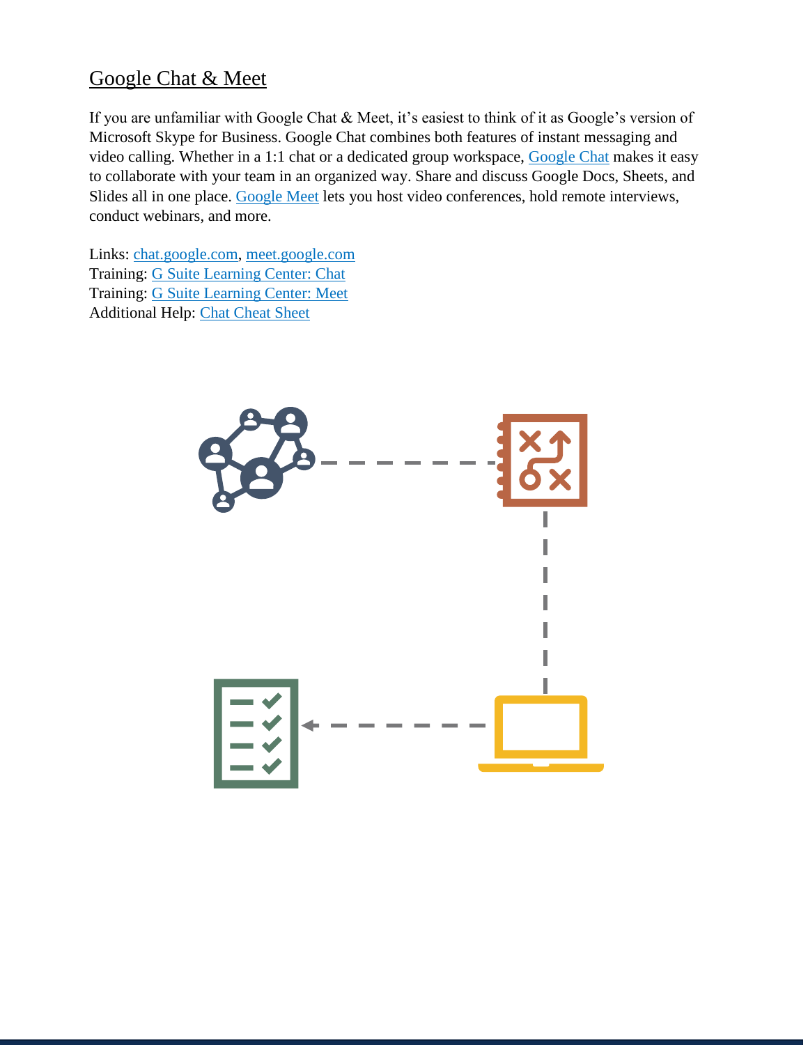## Google Chat & Meet

If you are unfamiliar with Google Chat & Meet, it's easiest to think of it as Google's version of Microsoft Skype for Business. Google Chat combines both features of instant messaging and video calling. Whether in a 1:1 chat or a dedicated group workspace, Google Chat makes it easy to collaborate with your team in an organized way. Share and discuss Google Docs, Sheets, and Slides all in one place. Google Meet lets you host video conferences, hold remote interviews, conduct webinars, and more.

Links: chat.google.com, meet.google.com
Training: G Suite Learning Center: Chat
Training: G Suite Learning Center: Meet
Additional Help: Chat Cheat Sheet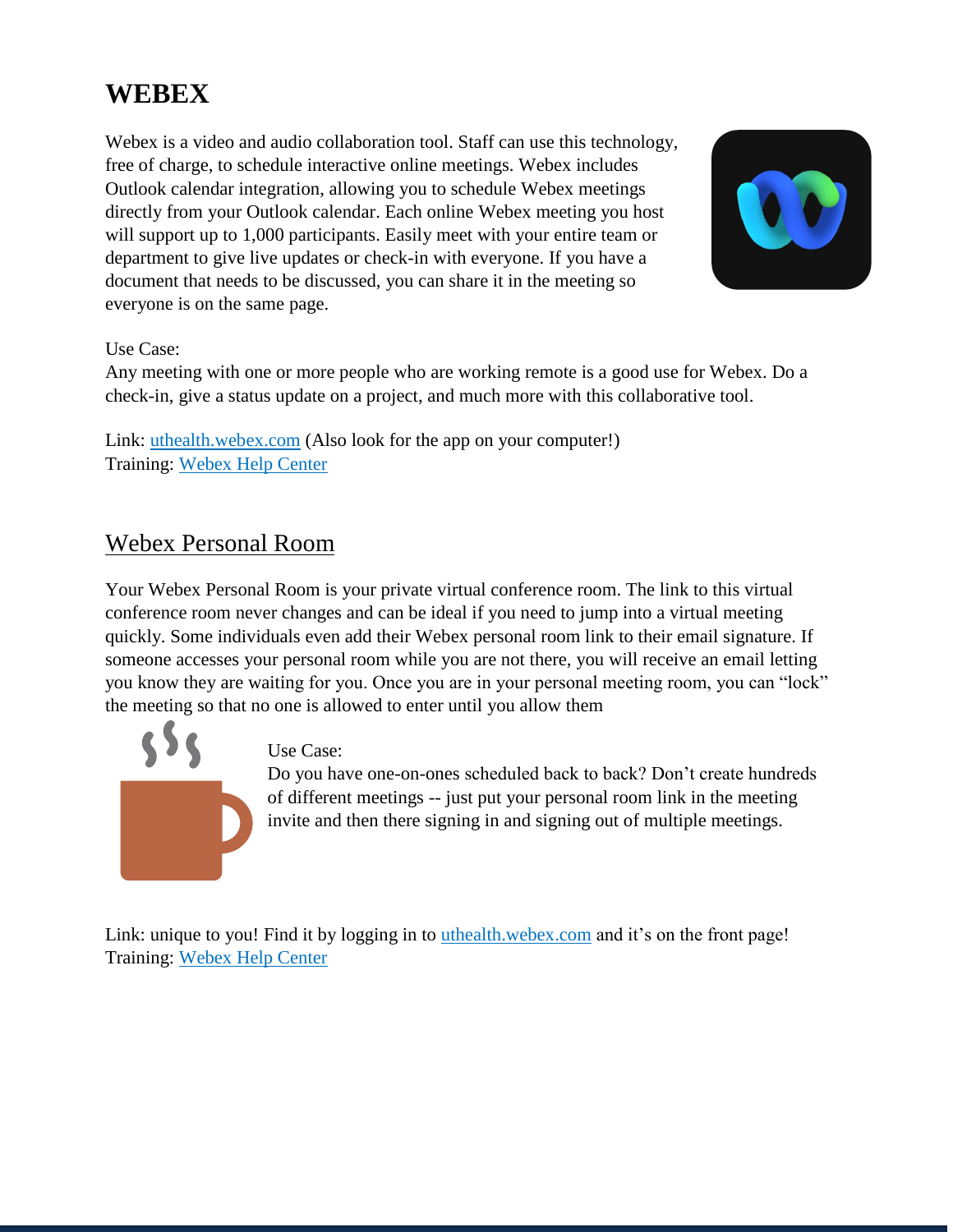# WEBEX

Webex is a video and audio collaboration tool. Staff can use this technology, free of charge, to schedule interactive online meetings. Webex includes Outlook calendar integration, allowing you to schedule Webex meetings directly from your Outlook calendar. Each online Webex meeting you host will support up to 1,000 participants. Easily meet with your entire team or department to give live updates or check-in with everyone. If you have a document that needs to be discussed, you can share it in the meeting so everyone is on the same page.

Use Case:
Any meeting with one or more people who are working remote is a good use for Webex. Do a check-in, give a status update on a project, and much more with this collaborative tool.

Link: uthealth.webex.com (Also look for the app on your computer!)
Training: Webex Help Center

## Webex Personal Room

Your Webex Personal Room is your private virtual conference room. The link to this virtual conference room never changes and can be ideal if you need to jump into a virtual meeting quickly. Some individuals even add their Webex personal room link to their email signature. If someone accesses your personal room while you are not there, you will receive an email letting you know they are waiting for you. Once you are in your personal meeting room, you can "lock" the meeting so that no one is allowed to enter until you allow them

Use Case:
Do you have one-on-ones scheduled back to back? Don't create hundreds of different meetings -- just put your personal room link in the meeting invite and then there signing in and signing out of multiple meetings.

Link: unique to you! Find it by logging in to uthealth.webex.com and it's on the front page!
Training: Webex Help Center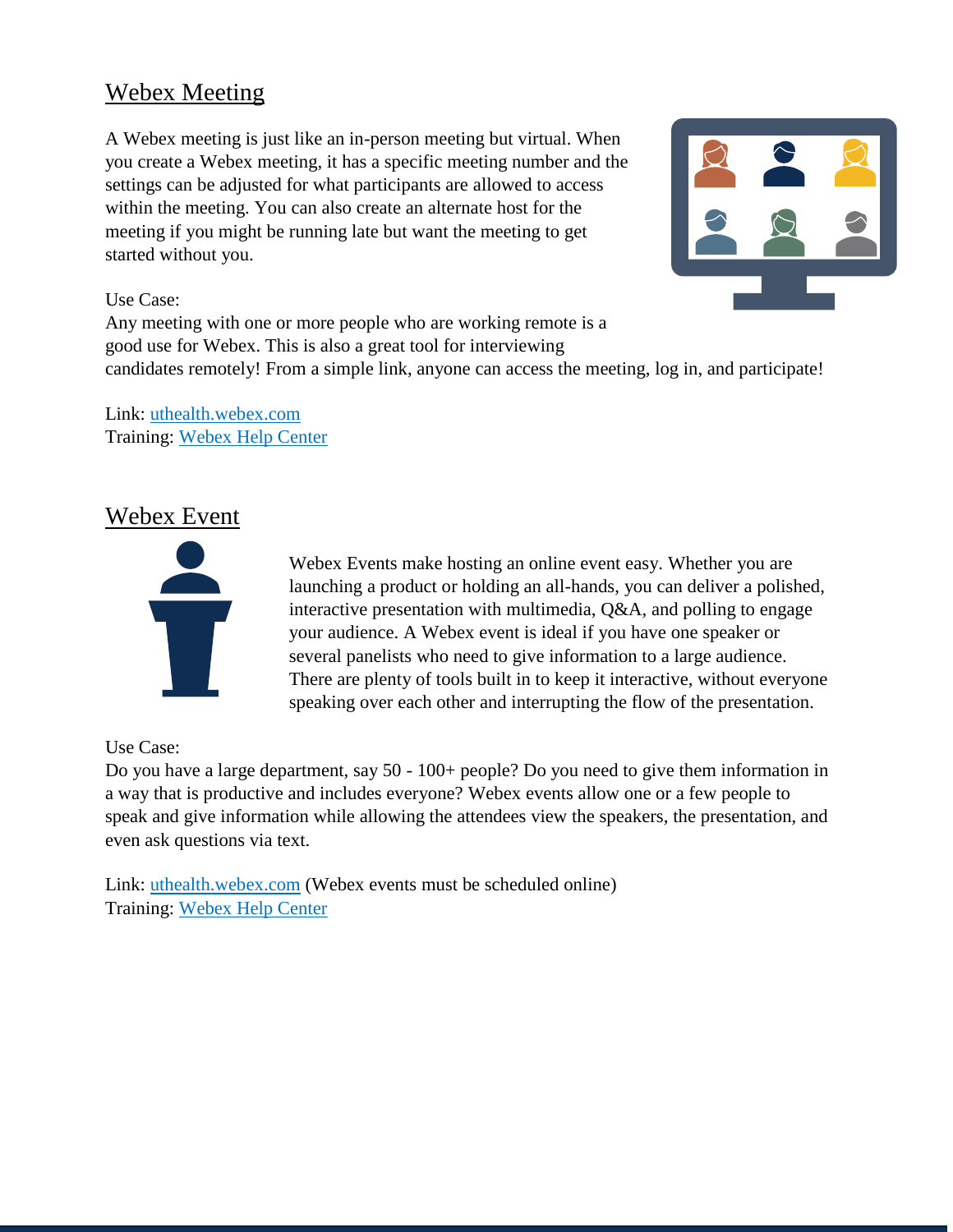## Webex Meeting

A Webex meeting is just like an in-person meeting but virtual. When you create a Webex meeting, it has a specific meeting number and the settings can be adjusted for what participants are allowed to access within the meeting. You can also create an alternate host for the meeting if you might be running late but want the meeting to get started without you.

Use Case:
Any meeting with one or more people who are working remote is a good use for Webex. This is also a great tool for interviewing candidates remotely! From a simple link, anyone can access the meeting, log in, and participate!

Link: uthealth.webex.com
Training: Webex Help Center

## Webex Event

Webex Events make hosting an online event easy. Whether you are launching a product or holding an all-hands, you can deliver a polished, interactive presentation with multimedia, Q&A, and polling to engage your audience. A Webex event is ideal if you have one speaker or several panelists who need to give information to a large audience. There are plenty of tools built in to keep it interactive, without everyone speaking over each other and interrupting the flow of the presentation.

Use Case:
Do you have a large department, say 50 - 100+ people? Do you need to give them information in a way that is productive and includes everyone? Webex events allow one or a few people to speak and give information while allowing the attendees view the speakers, the presentation, and even ask questions via text.

Link: uthealth.webex.com (Webex events must be scheduled online)
Training: Webex Help Center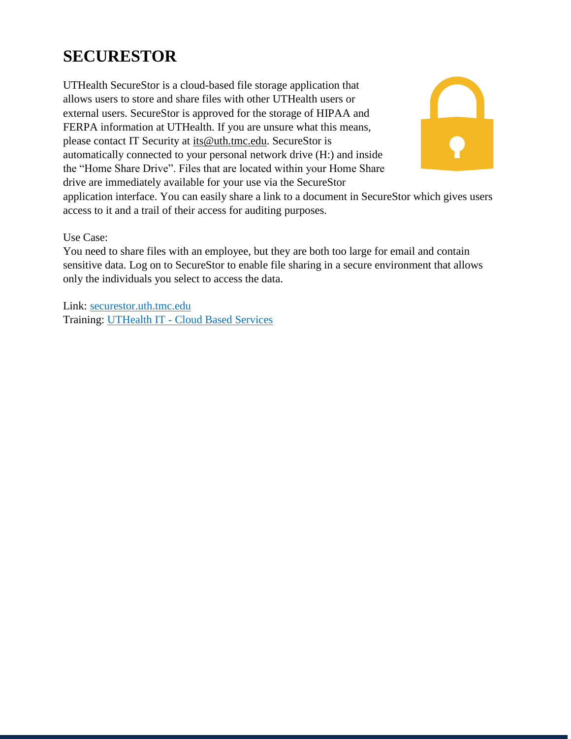# SECURESTOR

UTHealth SecureStor is a cloud-based file storage application that allows users to store and share files with other UTHealth users or external users. SecureStor is approved for the storage of HIPAA and FERPA information at UTHealth. If you are unsure what this means, please contact IT Security at its@uth.tmc.edu. SecureStor is automatically connected to your personal network drive (H:) and inside the "Home Share Drive". Files that are located within your Home Share drive are immediately available for your use via the SecureStor application interface. You can easily share a link to a document in SecureStor which gives users access to it and a trail of their access for auditing purposes.

Use Case:
You need to share files with an employee, but they are both too large for email and contain sensitive data. Log on to SecureStor to enable file sharing in a secure environment that allows only the individuals you select to access the data.

Link: securestor.uth.tmc.edu
Training: UTHealth IT - Cloud Based Services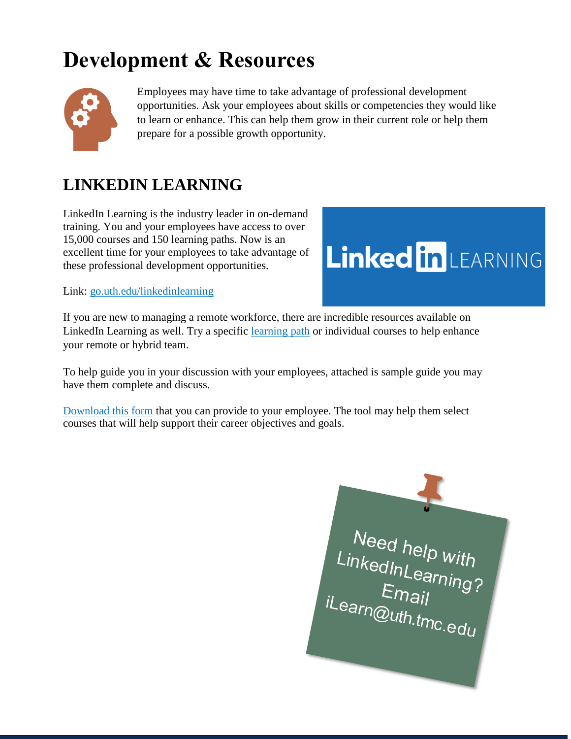# Development & Resources

Employees may have time to take advantage of professional development opportunities. Ask your employees about skills or competencies they would like to learn or enhance. This can help them grow in their current role or help them prepare for a possible growth opportunity.

## LINKEDIN LEARNING

LinkedIn Learning is the industry leader in on-demand training. You and your employees have access to over 15,000 courses and 150 learning paths. Now is an excellent time for your employees to take advantage of these professional development opportunities.

Link: go.uth.edu/linkedinlearning

If you are new to managing a remote workforce, there are incredible resources available on LinkedIn Learning as well. Try a specific learning path or individual courses to help enhance your remote or hybrid team.

To help guide you in your discussion with your employees, attached is sample guide you may have them complete and discuss.

Download this form that you can provide to your employee. The tool may help them select courses that will help support their career objectives and goals.

Need help with LinkedInLearning? Email iLearn@uth.tmc.edu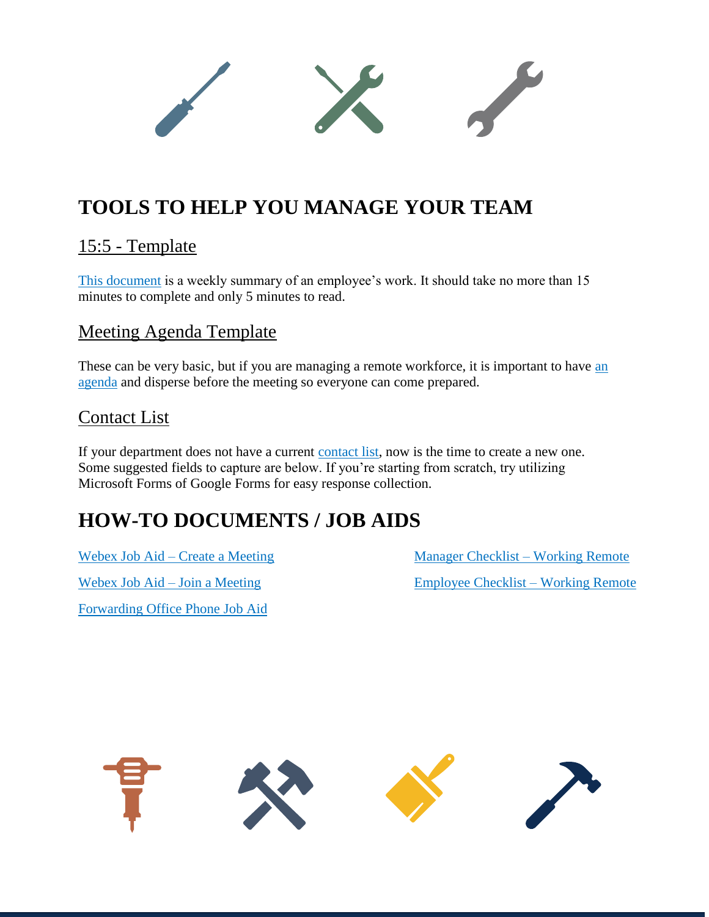# TOOLS TO HELP YOU MANAGE YOUR TEAM

## 15:5 - Template

This document is a weekly summary of an employee's work. It should take no more than 15 minutes to complete and only 5 minutes to read.

## Meeting Agenda Template

These can be very basic, but if you are managing a remote workforce, it is important to have an agenda and disperse before the meeting so everyone can come prepared.

## Contact List

If your department does not have a current contact list, now is the time to create a new one. Some suggested fields to capture are below. If you're starting from scratch, try utilizing Microsoft Forms of Google Forms for easy response collection.

# HOW-TO DOCUMENTS / JOB AIDS

Webex Job Aid – Create a Meeting

Webex Job Aid – Join a Meeting

Forwarding Office Phone Job Aid

Manager Checklist – Working Remote

Employee Checklist – Working Remote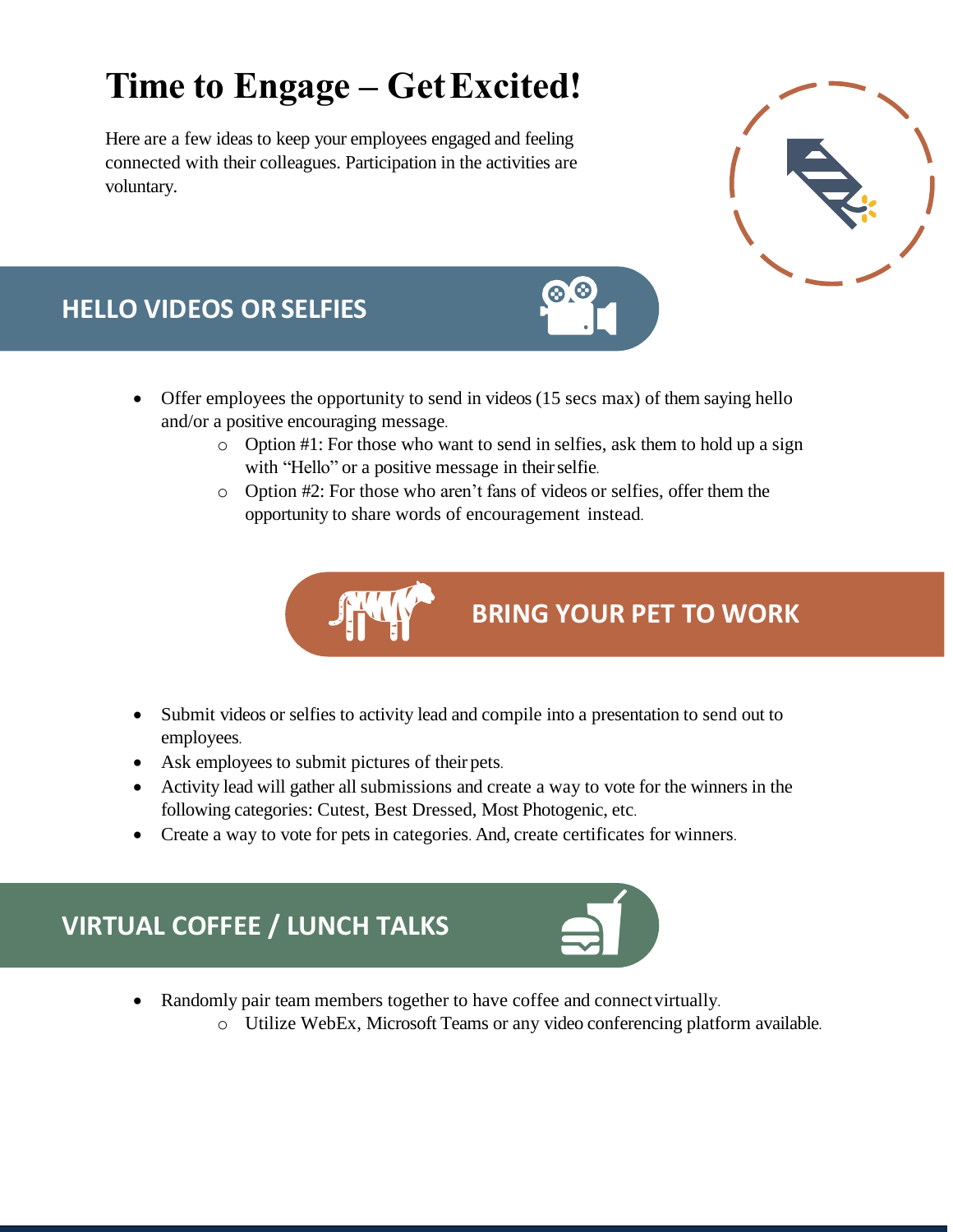# Time to Engage – Get Excited!

Here are a few ideas to keep your employees engaged and feeling connected with their colleagues. Participation in the activities are voluntary.

## HELLO VIDEOS OR SELFIES

- Offer employees the opportunity to send in videos (15 secs max) of them saying hello and/or a positive encouraging message.
  - Option #1: For those who want to send in selfies, ask them to hold up a sign with "Hello" or a positive message in their selfie.
  - Option #2: For those who aren't fans of videos or selfies, offer them the opportunity to share words of encouragement instead.

## BRING YOUR PET TO WORK

- Submit videos or selfies to activity lead and compile into a presentation to send out to employees.
- Ask employees to submit pictures of their pets.
- Activity lead will gather all submissions and create a way to vote for the winners in the following categories: Cutest, Best Dressed, Most Photogenic, etc.
- Create a way to vote for pets in categories. And, create certificates for winners.

## VIRTUAL COFFEE / LUNCH TALKS

- Randomly pair team members together to have coffee and connect virtually.
  - Utilize WebEx, Microsoft Teams or any video conferencing platform available.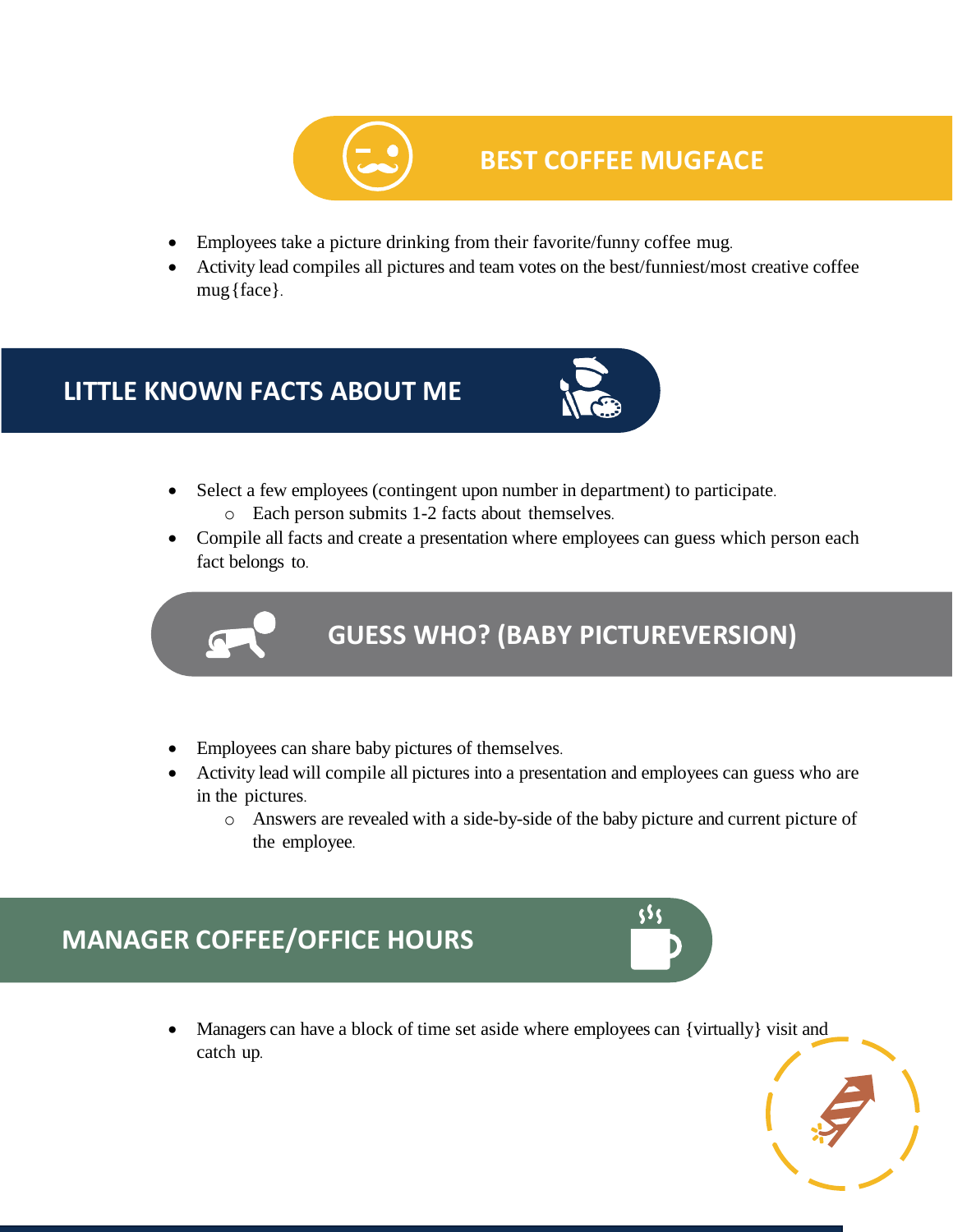## BEST COFFEE MUGFACE

- Employees take a picture drinking from their favorite/funny coffee mug.
- Activity lead compiles all pictures and team votes on the best/funniest/most creative coffee mug{face}.

## LITTLE KNOWN FACTS ABOUT ME

- Select a few employees (contingent upon number in department) to participate.
  - Each person submits 1-2 facts about themselves.
- Compile all facts and create a presentation where employees can guess which person each fact belongs to.

## GUESS WHO? (BABY PICTUREVERSION)

- Employees can share baby pictures of themselves.
- Activity lead will compile all pictures into a presentation and employees can guess who are in the pictures.
  - Answers are revealed with a side-by-side of the baby picture and current picture of the employee.

## MANAGER COFFEE/OFFICE HOURS

- Managers can have a block of time set aside where employees can {virtually} visit and catch up.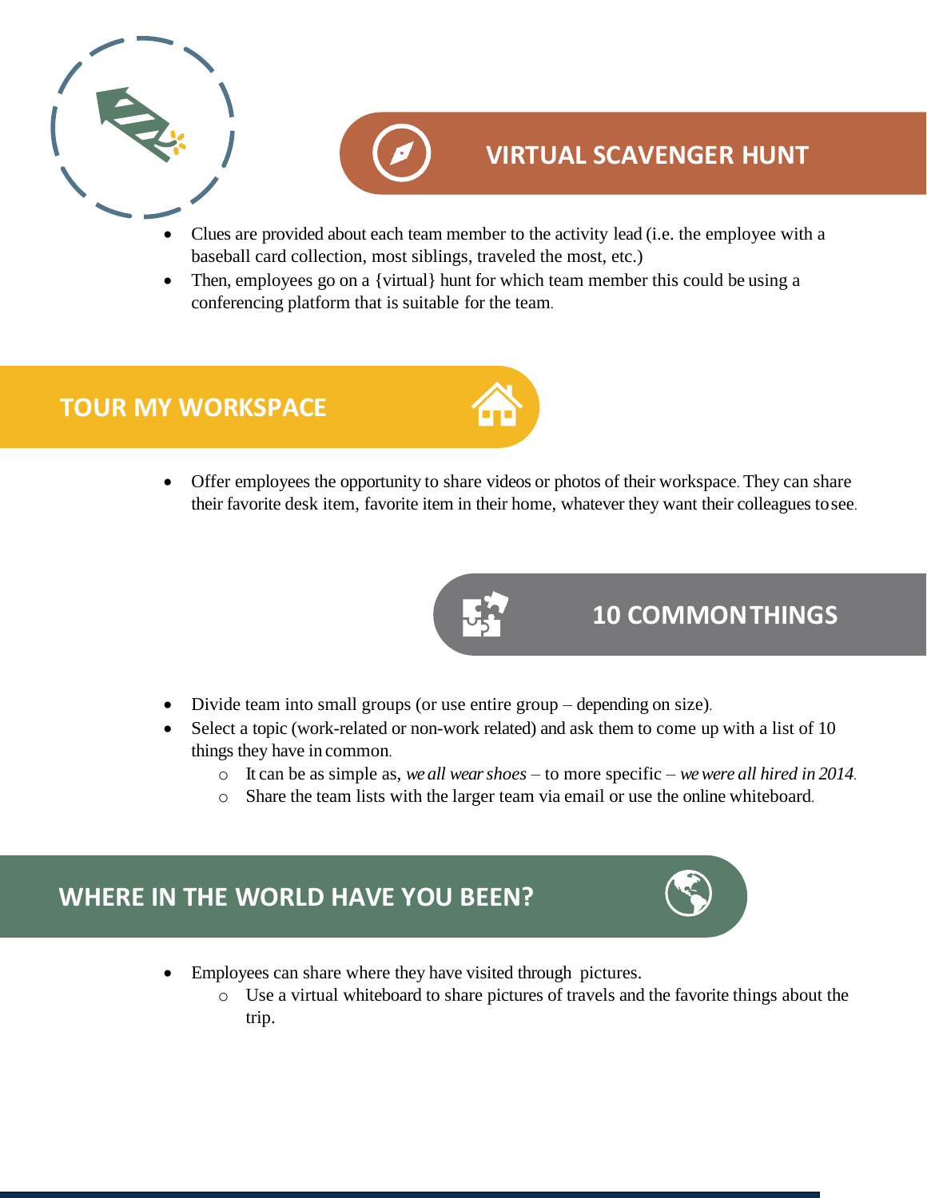## VIRTUAL SCAVENGER HUNT

- Clues are provided about each team member to the activity lead (i.e. the employee with a baseball card collection, most siblings, traveled the most, etc.)
- Then, employees go on a {virtual} hunt for which team member this could be using a conferencing platform that is suitable for the team.

## TOUR MY WORKSPACE

- Offer employees the opportunity to share videos or photos of their workspace. They can share their favorite desk item, favorite item in their home, whatever they want their colleagues to see.

## 10 COMMON THINGS

- Divide team into small groups (or use entire group – depending on size).
- Select a topic (work-related or non-work related) and ask them to come up with a list of 10 things they have in common.
  - It can be as simple as, *we all wear shoes* – to more specific – *we were all hired in 2014*.
  - Share the team lists with the larger team via email or use the online whiteboard.

## WHERE IN THE WORLD HAVE YOU BEEN?

- Employees can share where they have visited through pictures.
  - Use a virtual whiteboard to share pictures of travels and the favorite things about the trip.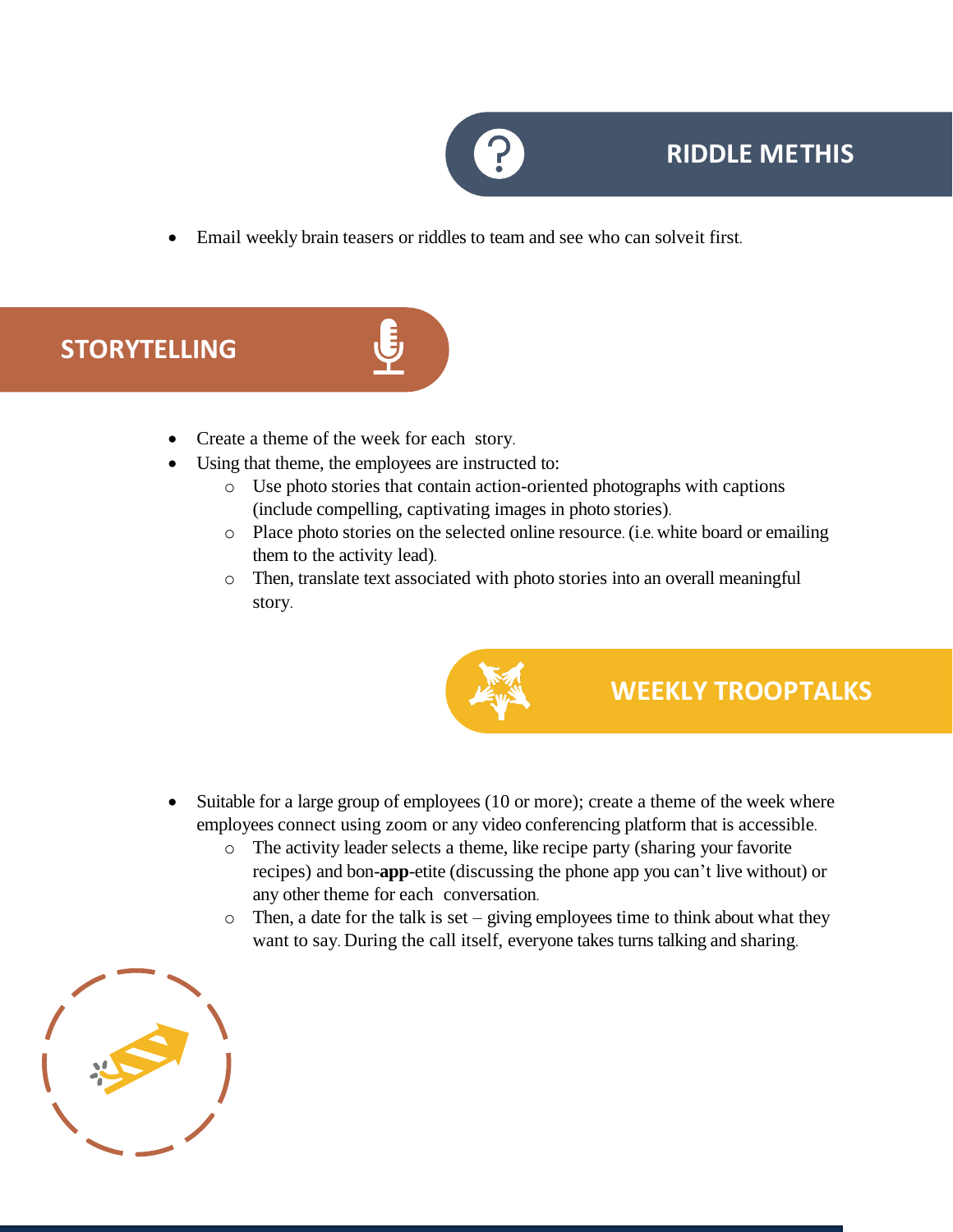## RIDDLE METHIS

- Email weekly brain teasers or riddles to team and see who can solveit first.

## STORYTELLING

- Create a theme of the week for each story.
- Using that theme, the employees are instructed to:
  - Use photo stories that contain action-oriented photographs with captions (include compelling, captivating images in photo stories).
  - Place photo stories on the selected online resource. (i.e. white board or emailing them to the activity lead).
  - Then, translate text associated with photo stories into an overall meaningful story.

## WEEKLY TROOPTALKS

- Suitable for a large group of employees (10 or more); create a theme of the week where employees connect using zoom or any video conferencing platform that is accessible.
  - The activity leader selects a theme, like recipe party (sharing your favorite recipes) and bon-**app**-etite (discussing the phone app you can't live without) or any other theme for each conversation.
  - Then, a date for the talk is set – giving employees time to think about what they want to say. During the call itself, everyone takes turns talking and sharing.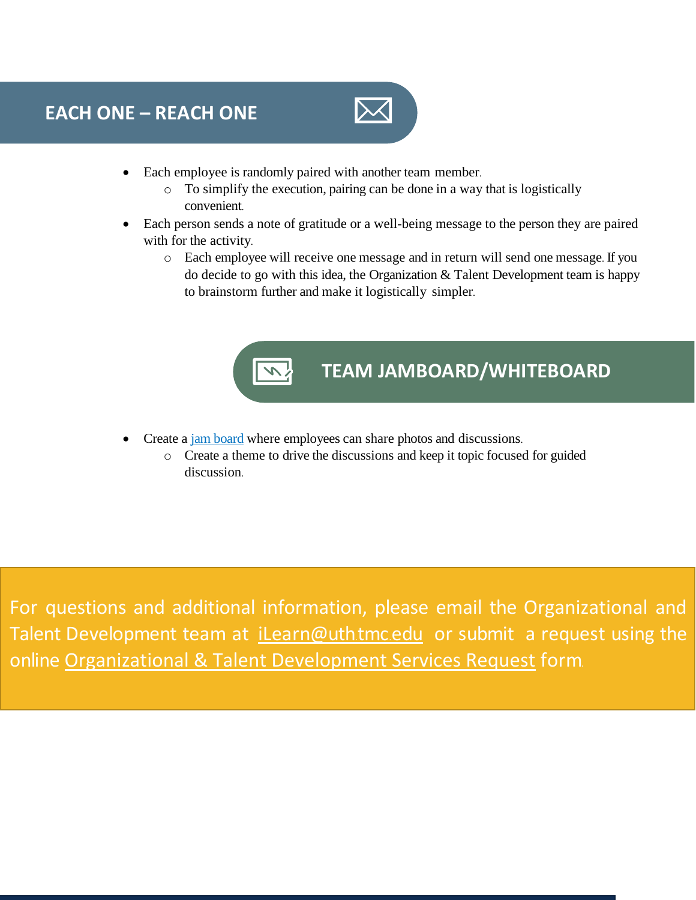## EACH ONE – REACH ONE

- Each employee is randomly paired with another team member.
  - To simplify the execution, pairing can be done in a way that is logistically convenient.
- Each person sends a note of gratitude or a well-being message to the person they are paired with for the activity.
  - Each employee will receive one message and in return will send one message. If you do decide to go with this idea, the Organization & Talent Development team is happy to brainstorm further and make it logistically simpler.

## TEAM JAMBOARD/WHITEBOARD

- Create a jam board where employees can share photos and discussions.
  - Create a theme to drive the discussions and keep it topic focused for guided discussion.

For questions and additional information, please email the Organizational and Talent Development team at iLearn@uth.tmc.edu or submit a request using the online Organizational & Talent Development Services Request form.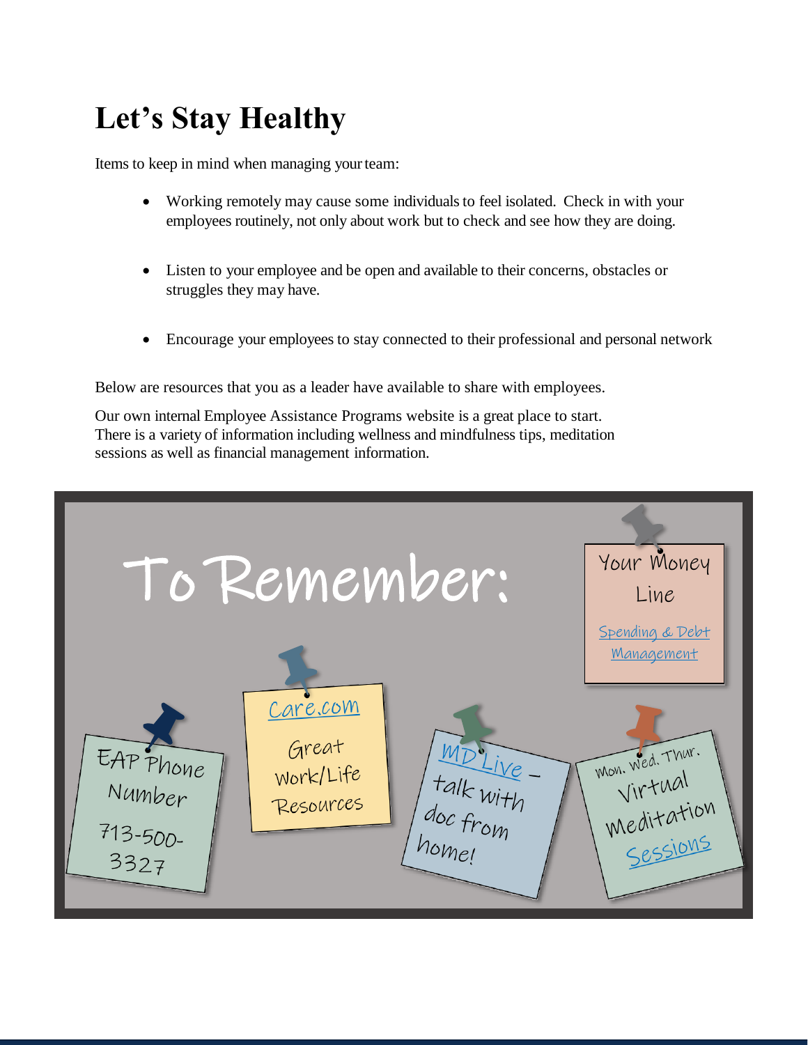# Let's Stay Healthy

Items to keep in mind when managing your team:

- Working remotely may cause some individuals to feel isolated. Check in with your employees routinely, not only about work but to check and see how they are doing.
- Listen to your employee and be open and available to their concerns, obstacles or struggles they may have.
- Encourage your employees to stay connected to their professional and personal network

Below are resources that you as a leader have available to share with employees.

Our own internal Employee Assistance Programs website is a great place to start. There is a variety of information including wellness and mindfulness tips, meditation sessions as well as financial management information.

**To Remember:**

- Your Money Line — Spending & Debt Management
- EAP Phone Number 713-500-3327
- Care.com — Great Work/Life Resources
- MD Live – talk with doc from home!
- Mon. Wed. Thur. Virtual Meditation Sessions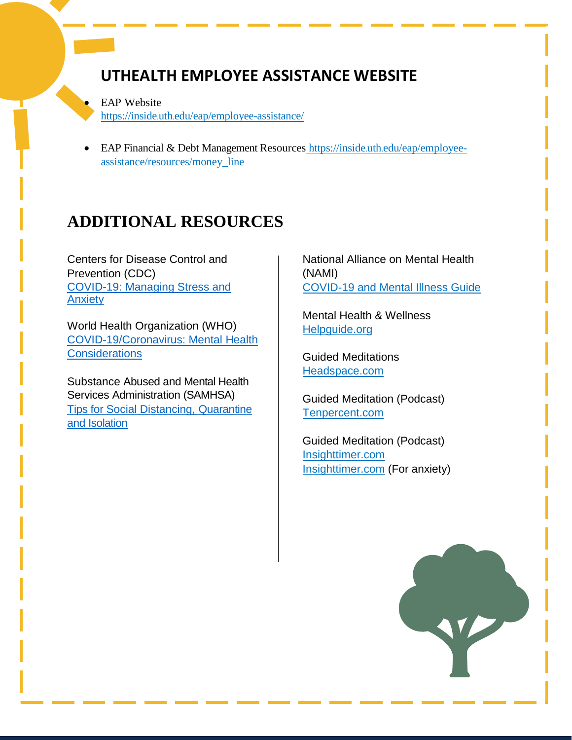## UTHEALTH EMPLOYEE ASSISTANCE WEBSITE

- EAP Website
  https://inside.uth.edu/eap/employee-assistance/

- EAP Financial & Debt Management Resources https://inside.uth.edu/eap/employee-assistance/resources/money_line

## ADDITIONAL RESOURCES

Centers for Disease Control and Prevention (CDC)
COVID-19: Managing Stress and Anxiety

World Health Organization (WHO)
COVID-19/Coronavirus: Mental Health Considerations

Substance Abused and Mental Health Services Administration (SAMHSA)
Tips for Social Distancing, Quarantine and Isolation

National Alliance on Mental Health (NAMI)
COVID-19 and Mental Illness Guide

Mental Health & Wellness
Helpguide.org

Guided Meditations
Headspace.com

Guided Meditation (Podcast)
Tenpercent.com

Guided Meditation (Podcast)
Insighttimer.com
Insighttimer.com (For anxiety)